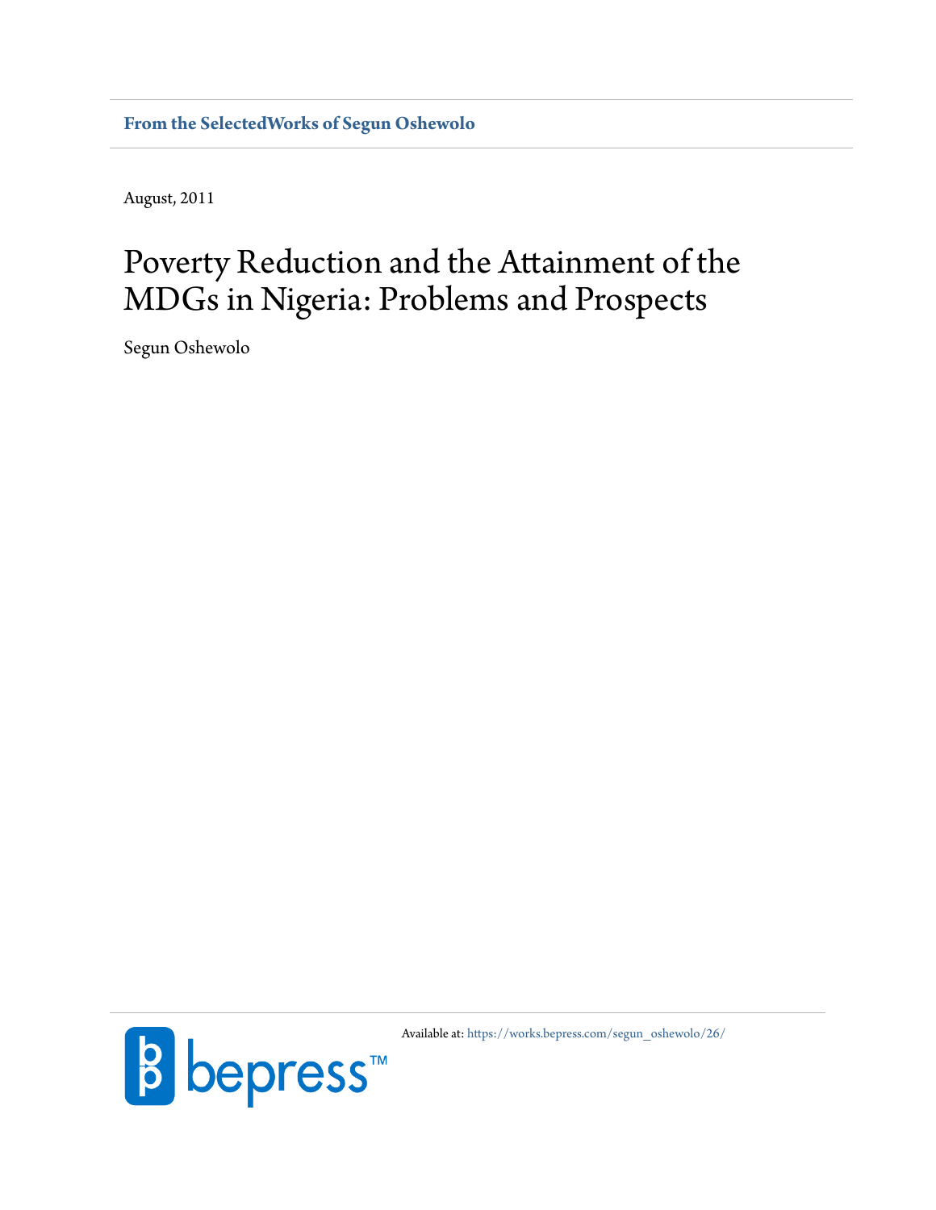From the SelectedWorks of Segun Oshewolo

August, 2011

# Poverty Reduction and the Attainment of the MDGs in Nigeria: Problems and Prospects

Segun Oshewolo

Available at: https://works.bepress.com/segun_oshewolo/26/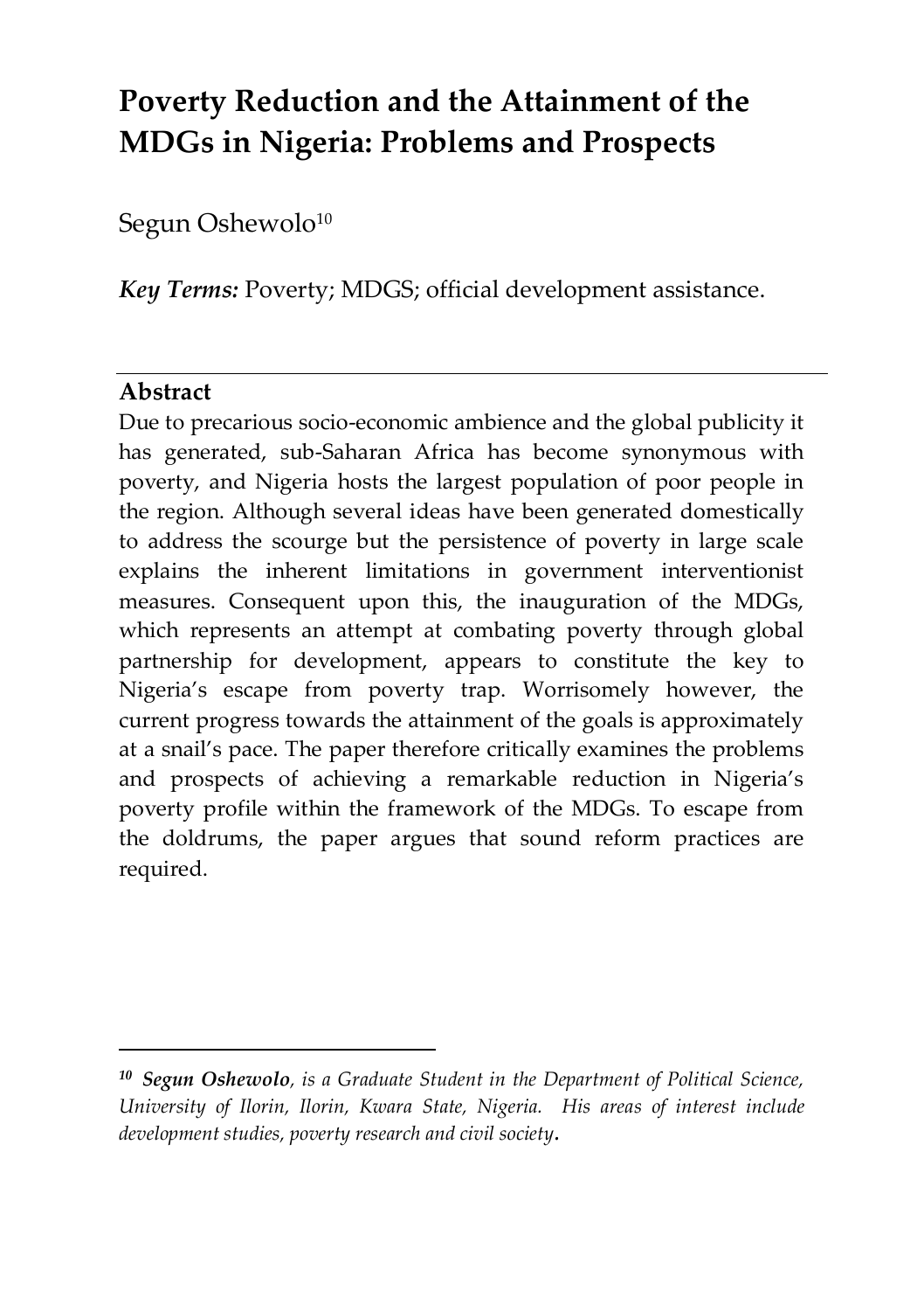# Poverty Reduction and the Attainment of the MDGs in Nigeria: Problems and Prospects

Segun Oshewolo[10]

***Key Terms:*** Poverty; MDGS; official development assistance.

---

## Abstract

Due to precarious socio-economic ambience and the global publicity it has generated, sub-Saharan Africa has become synonymous with poverty, and Nigeria hosts the largest population of poor people in the region. Although several ideas have been generated domestically to address the scourge but the persistence of poverty in large scale explains the inherent limitations in government interventionist measures. Consequent upon this, the inauguration of the MDGs, which represents an attempt at combating poverty through global partnership for development, appears to constitute the key to Nigeria's escape from poverty trap. Worrisomely however, the current progress towards the attainment of the goals is approximately at a snail's pace. The paper therefore critically examines the problems and prospects of achieving a remarkable reduction in Nigeria's poverty profile within the framework of the MDGs. To escape from the doldrums, the paper argues that sound reform practices are required.

---

[10] ***Segun Oshewolo****, is a Graduate Student in the Department of Political Science, University of Ilorin, Ilorin, Kwara State, Nigeria. His areas of interest include development studies, poverty research and civil society.*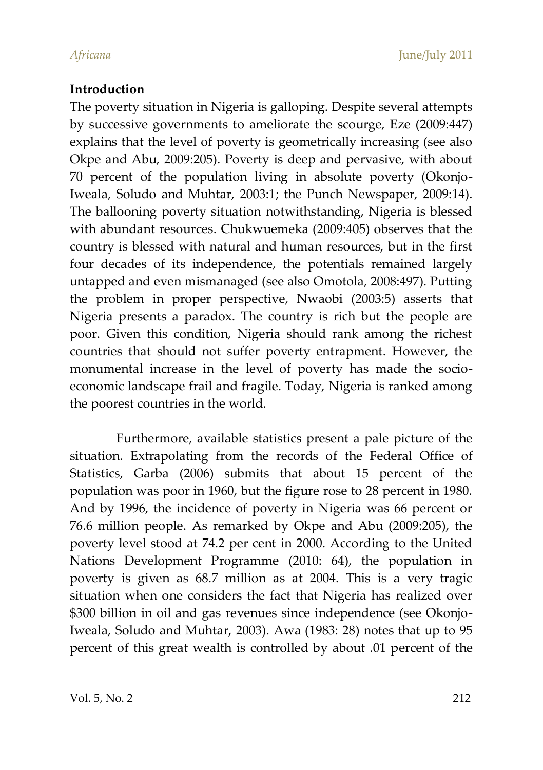**Introduction**

The poverty situation in Nigeria is galloping. Despite several attempts by successive governments to ameliorate the scourge, Eze (2009:447) explains that the level of poverty is geometrically increasing (see also Okpe and Abu, 2009:205). Poverty is deep and pervasive, with about 70 percent of the population living in absolute poverty (Okonjo-Iweala, Soludo and Muhtar, 2003:1; the Punch Newspaper, 2009:14). The ballooning poverty situation notwithstanding, Nigeria is blessed with abundant resources. Chukwuemeka (2009:405) observes that the country is blessed with natural and human resources, but in the first four decades of its independence, the potentials remained largely untapped and even mismanaged (see also Omotola, 2008:497). Putting the problem in proper perspective, Nwaobi (2003:5) asserts that Nigeria presents a paradox. The country is rich but the people are poor. Given this condition, Nigeria should rank among the richest countries that should not suffer poverty entrapment. However, the monumental increase in the level of poverty has made the socio-economic landscape frail and fragile. Today, Nigeria is ranked among the poorest countries in the world.

Furthermore, available statistics present a pale picture of the situation. Extrapolating from the records of the Federal Office of Statistics, Garba (2006) submits that about 15 percent of the population was poor in 1960, but the figure rose to 28 percent in 1980. And by 1996, the incidence of poverty in Nigeria was 66 percent or 76.6 million people. As remarked by Okpe and Abu (2009:205), the poverty level stood at 74.2 per cent in 2000. According to the United Nations Development Programme (2010: 64), the population in poverty is given as 68.7 million as at 2004. This is a very tragic situation when one considers the fact that Nigeria has realized over $300 billion in oil and gas revenues since independence (see Okonjo-Iweala, Soludo and Muhtar, 2003). Awa (1983: 28) notes that up to 95 percent of this great wealth is controlled by about .01 percent of the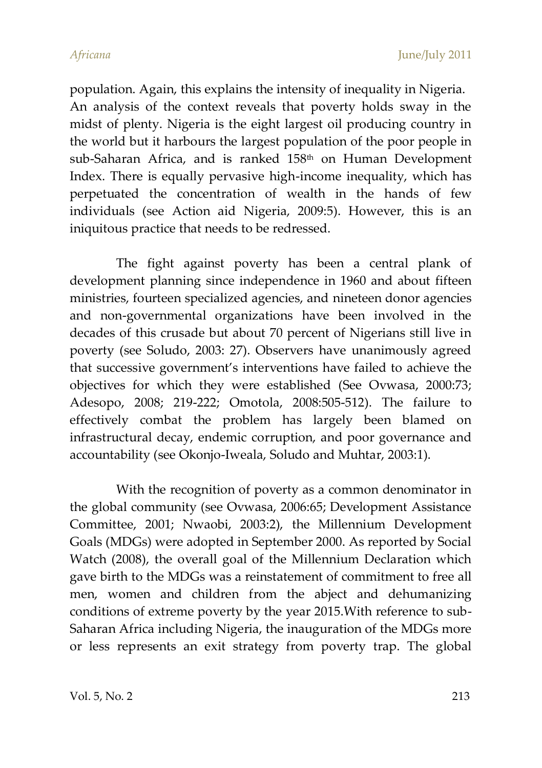population. Again, this explains the intensity of inequality in Nigeria. An analysis of the context reveals that poverty holds sway in the midst of plenty. Nigeria is the eight largest oil producing country in the world but it harbours the largest population of the poor people in sub-Saharan Africa, and is ranked 158th on Human Development Index. There is equally pervasive high-income inequality, which has perpetuated the concentration of wealth in the hands of few individuals (see Action aid Nigeria, 2009:5). However, this is an iniquitous practice that needs to be redressed.

The fight against poverty has been a central plank of development planning since independence in 1960 and about fifteen ministries, fourteen specialized agencies, and nineteen donor agencies and non-governmental organizations have been involved in the decades of this crusade but about 70 percent of Nigerians still live in poverty (see Soludo, 2003: 27). Observers have unanimously agreed that successive government's interventions have failed to achieve the objectives for which they were established (See Ovwasa, 2000:73; Adesopo, 2008; 219-222; Omotola, 2008:505-512). The failure to effectively combat the problem has largely been blamed on infrastructural decay, endemic corruption, and poor governance and accountability (see Okonjo-Iweala, Soludo and Muhtar, 2003:1).

With the recognition of poverty as a common denominator in the global community (see Ovwasa, 2006:65; Development Assistance Committee, 2001; Nwaobi, 2003:2), the Millennium Development Goals (MDGs) were adopted in September 2000. As reported by Social Watch (2008), the overall goal of the Millennium Declaration which gave birth to the MDGs was a reinstatement of commitment to free all men, women and children from the abject and dehumanizing conditions of extreme poverty by the year 2015.With reference to sub-Saharan Africa including Nigeria, the inauguration of the MDGs more or less represents an exit strategy from poverty trap. The global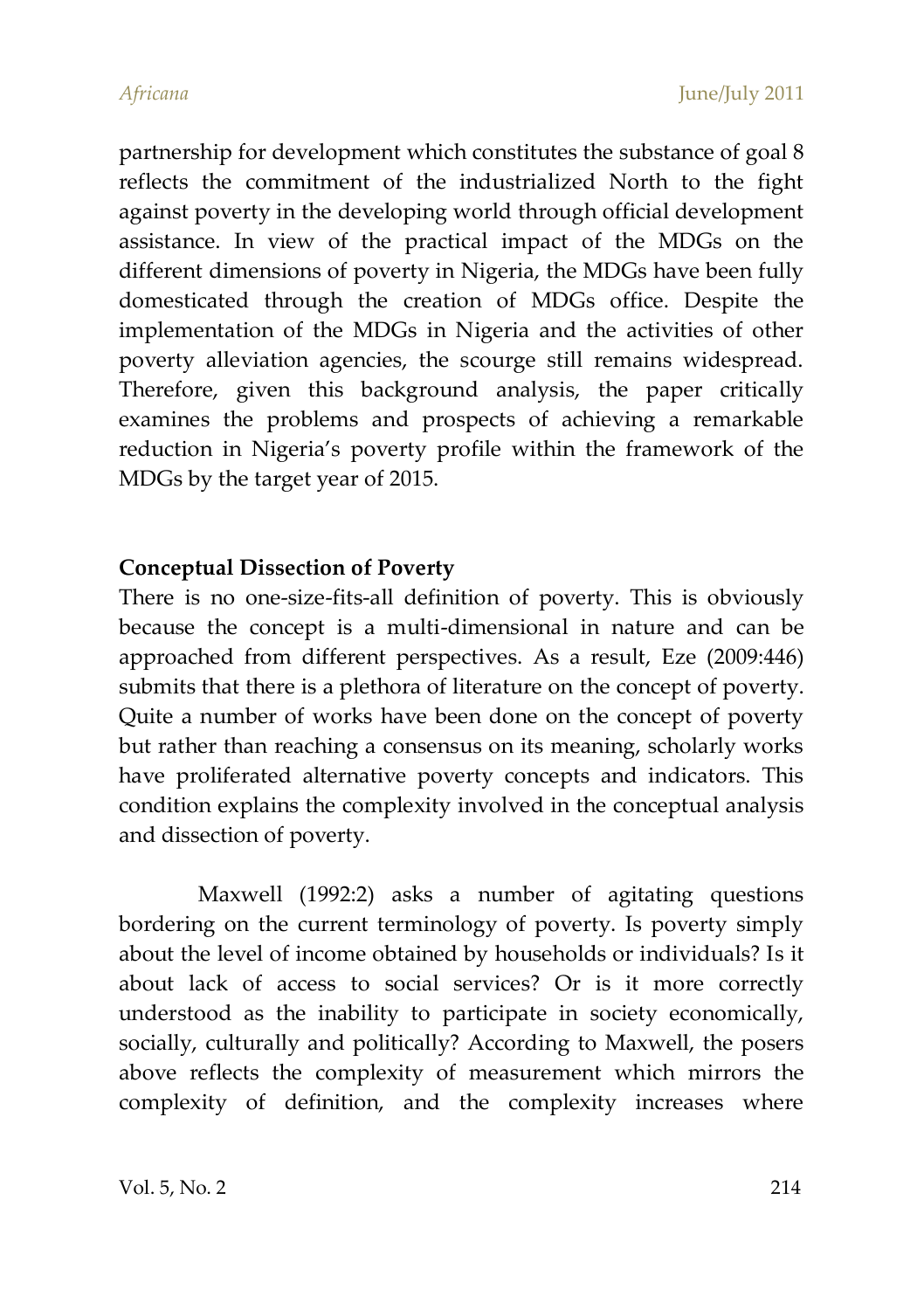partnership for development which constitutes the substance of goal 8 reflects the commitment of the industrialized North to the fight against poverty in the developing world through official development assistance. In view of the practical impact of the MDGs on the different dimensions of poverty in Nigeria, the MDGs have been fully domesticated through the creation of MDGs office. Despite the implementation of the MDGs in Nigeria and the activities of other poverty alleviation agencies, the scourge still remains widespread. Therefore, given this background analysis, the paper critically examines the problems and prospects of achieving a remarkable reduction in Nigeria's poverty profile within the framework of the MDGs by the target year of 2015.

## Conceptual Dissection of Poverty

There is no one-size-fits-all definition of poverty. This is obviously because the concept is a multi-dimensional in nature and can be approached from different perspectives. As a result, Eze (2009:446) submits that there is a plethora of literature on the concept of poverty. Quite a number of works have been done on the concept of poverty but rather than reaching a consensus on its meaning, scholarly works have proliferated alternative poverty concepts and indicators. This condition explains the complexity involved in the conceptual analysis and dissection of poverty.

Maxwell (1992:2) asks a number of agitating questions bordering on the current terminology of poverty. Is poverty simply about the level of income obtained by households or individuals? Is it about lack of access to social services? Or is it more correctly understood as the inability to participate in society economically, socially, culturally and politically? According to Maxwell, the posers above reflects the complexity of measurement which mirrors the complexity of definition, and the complexity increases where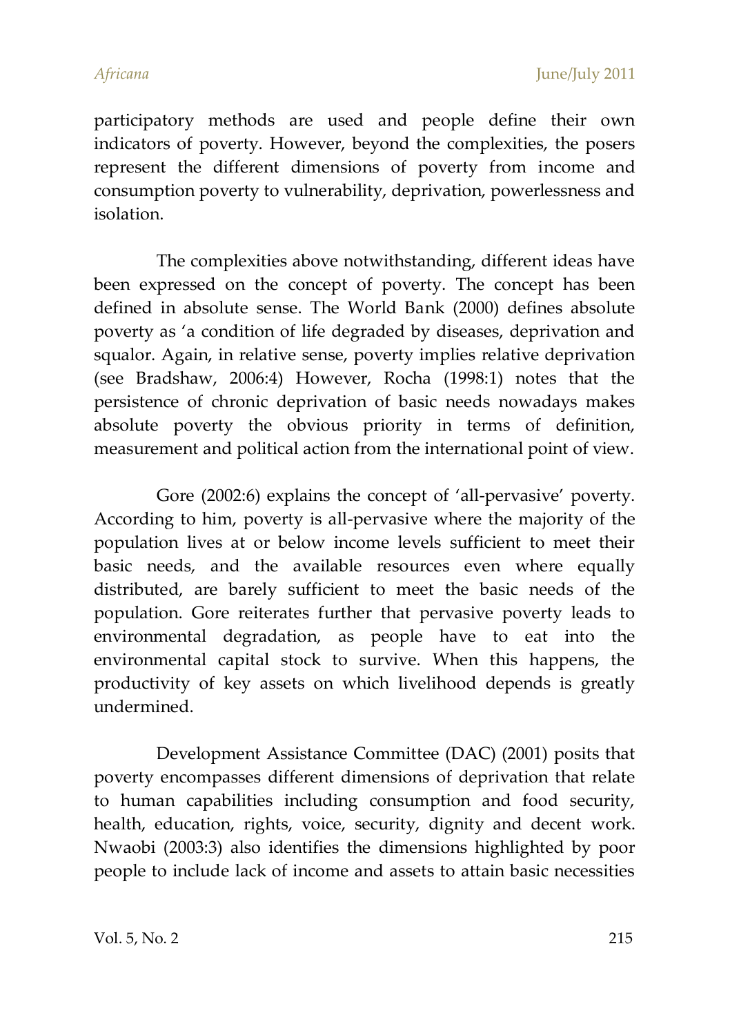participatory methods are used and people define their own indicators of poverty. However, beyond the complexities, the posers represent the different dimensions of poverty from income and consumption poverty to vulnerability, deprivation, powerlessness and isolation.

The complexities above notwithstanding, different ideas have been expressed on the concept of poverty. The concept has been defined in absolute sense. The World Bank (2000) defines absolute poverty as 'a condition of life degraded by diseases, deprivation and squalor. Again, in relative sense, poverty implies relative deprivation (see Bradshaw, 2006:4) However, Rocha (1998:1) notes that the persistence of chronic deprivation of basic needs nowadays makes absolute poverty the obvious priority in terms of definition, measurement and political action from the international point of view.

Gore (2002:6) explains the concept of 'all-pervasive' poverty. According to him, poverty is all-pervasive where the majority of the population lives at or below income levels sufficient to meet their basic needs, and the available resources even where equally distributed, are barely sufficient to meet the basic needs of the population. Gore reiterates further that pervasive poverty leads to environmental degradation, as people have to eat into the environmental capital stock to survive. When this happens, the productivity of key assets on which livelihood depends is greatly undermined.

Development Assistance Committee (DAC) (2001) posits that poverty encompasses different dimensions of deprivation that relate to human capabilities including consumption and food security, health, education, rights, voice, security, dignity and decent work. Nwaobi (2003:3) also identifies the dimensions highlighted by poor people to include lack of income and assets to attain basic necessities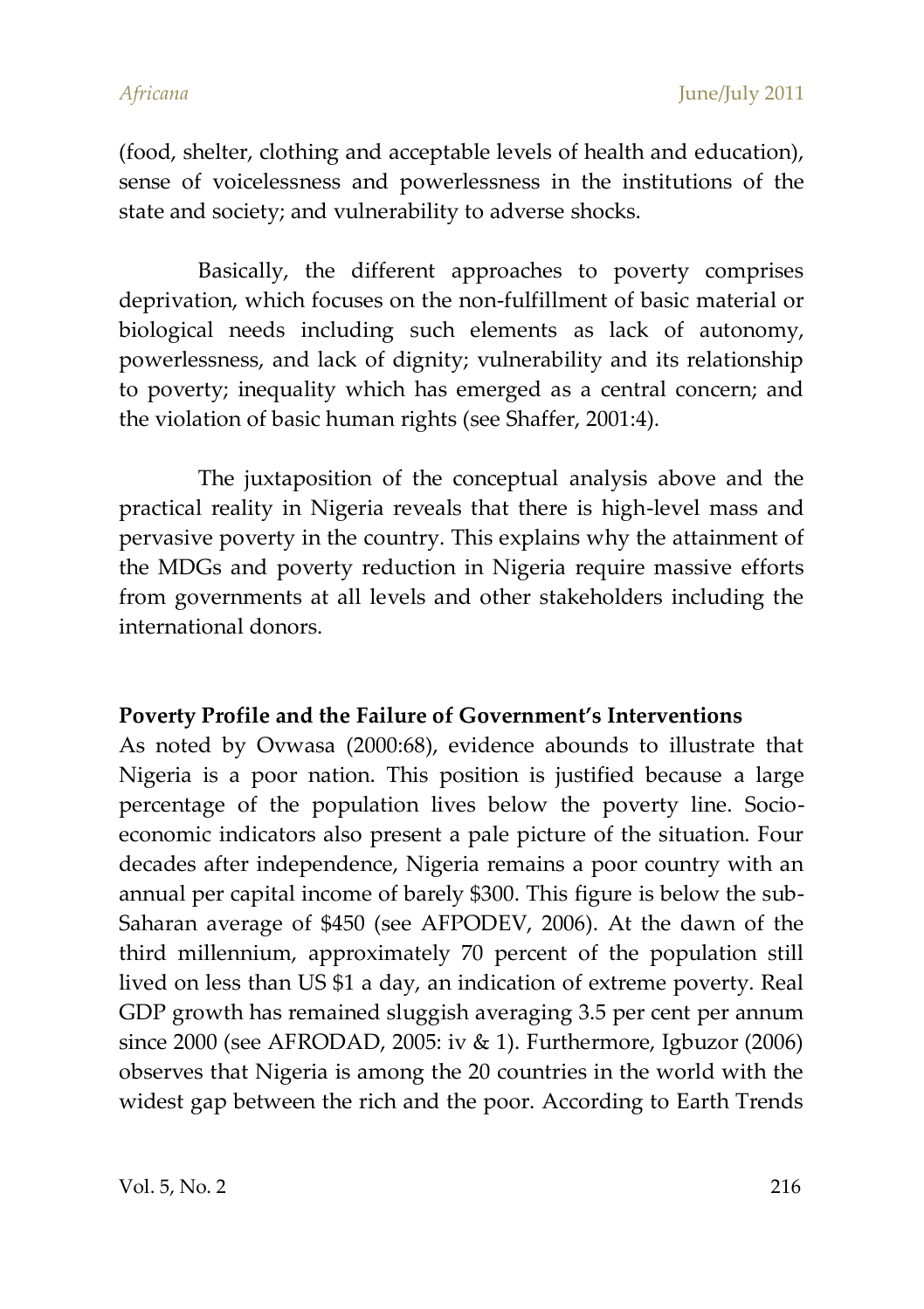(food, shelter, clothing and acceptable levels of health and education), sense of voicelessness and powerlessness in the institutions of the state and society; and vulnerability to adverse shocks.

Basically, the different approaches to poverty comprises deprivation, which focuses on the non-fulfillment of basic material or biological needs including such elements as lack of autonomy, powerlessness, and lack of dignity; vulnerability and its relationship to poverty; inequality which has emerged as a central concern; and the violation of basic human rights (see Shaffer, 2001:4).

The juxtaposition of the conceptual analysis above and the practical reality in Nigeria reveals that there is high-level mass and pervasive poverty in the country. This explains why the attainment of the MDGs and poverty reduction in Nigeria require massive efforts from governments at all levels and other stakeholders including the international donors.

**Poverty Profile and the Failure of Government's Interventions**

As noted by Ovwasa (2000:68), evidence abounds to illustrate that Nigeria is a poor nation. This position is justified because a large percentage of the population lives below the poverty line. Socio-economic indicators also present a pale picture of the situation. Four decades after independence, Nigeria remains a poor country with an annual per capital income of barely $300. This figure is below the sub-Saharan average of $450 (see AFPODEV, 2006). At the dawn of the third millennium, approximately 70 percent of the population still lived on less than US $1 a day, an indication of extreme poverty. Real GDP growth has remained sluggish averaging 3.5 per cent per annum since 2000 (see AFRODAD, 2005: iv & 1). Furthermore, Igbuzor (2006) observes that Nigeria is among the 20 countries in the world with the widest gap between the rich and the poor. According to Earth Trends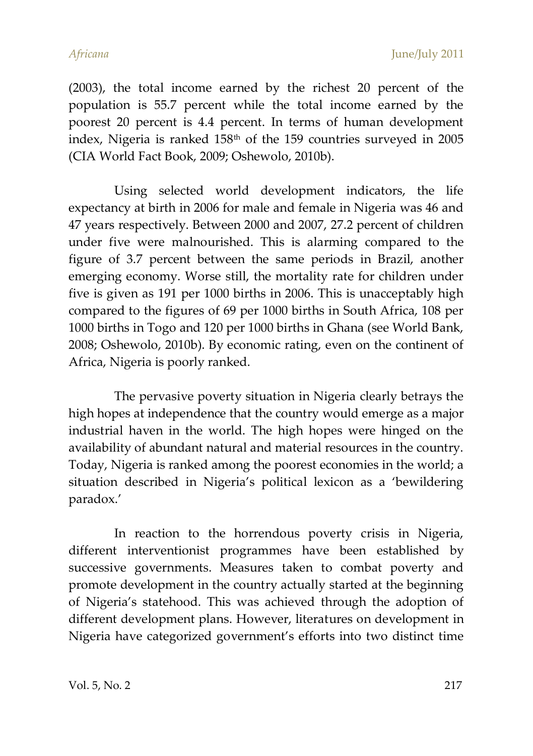(2003), the total income earned by the richest 20 percent of the population is 55.7 percent while the total income earned by the poorest 20 percent is 4.4 percent. In terms of human development index, Nigeria is ranked 158th of the 159 countries surveyed in 2005 (CIA World Fact Book, 2009; Oshewolo, 2010b).

Using selected world development indicators, the life expectancy at birth in 2006 for male and female in Nigeria was 46 and 47 years respectively. Between 2000 and 2007, 27.2 percent of children under five were malnourished. This is alarming compared to the figure of 3.7 percent between the same periods in Brazil, another emerging economy. Worse still, the mortality rate for children under five is given as 191 per 1000 births in 2006. This is unacceptably high compared to the figures of 69 per 1000 births in South Africa, 108 per 1000 births in Togo and 120 per 1000 births in Ghana (see World Bank, 2008; Oshewolo, 2010b). By economic rating, even on the continent of Africa, Nigeria is poorly ranked.

The pervasive poverty situation in Nigeria clearly betrays the high hopes at independence that the country would emerge as a major industrial haven in the world. The high hopes were hinged on the availability of abundant natural and material resources in the country. Today, Nigeria is ranked among the poorest economies in the world; a situation described in Nigeria's political lexicon as a 'bewildering paradox.'

In reaction to the horrendous poverty crisis in Nigeria, different interventionist programmes have been established by successive governments. Measures taken to combat poverty and promote development in the country actually started at the beginning of Nigeria's statehood. This was achieved through the adoption of different development plans. However, literatures on development in Nigeria have categorized government's efforts into two distinct time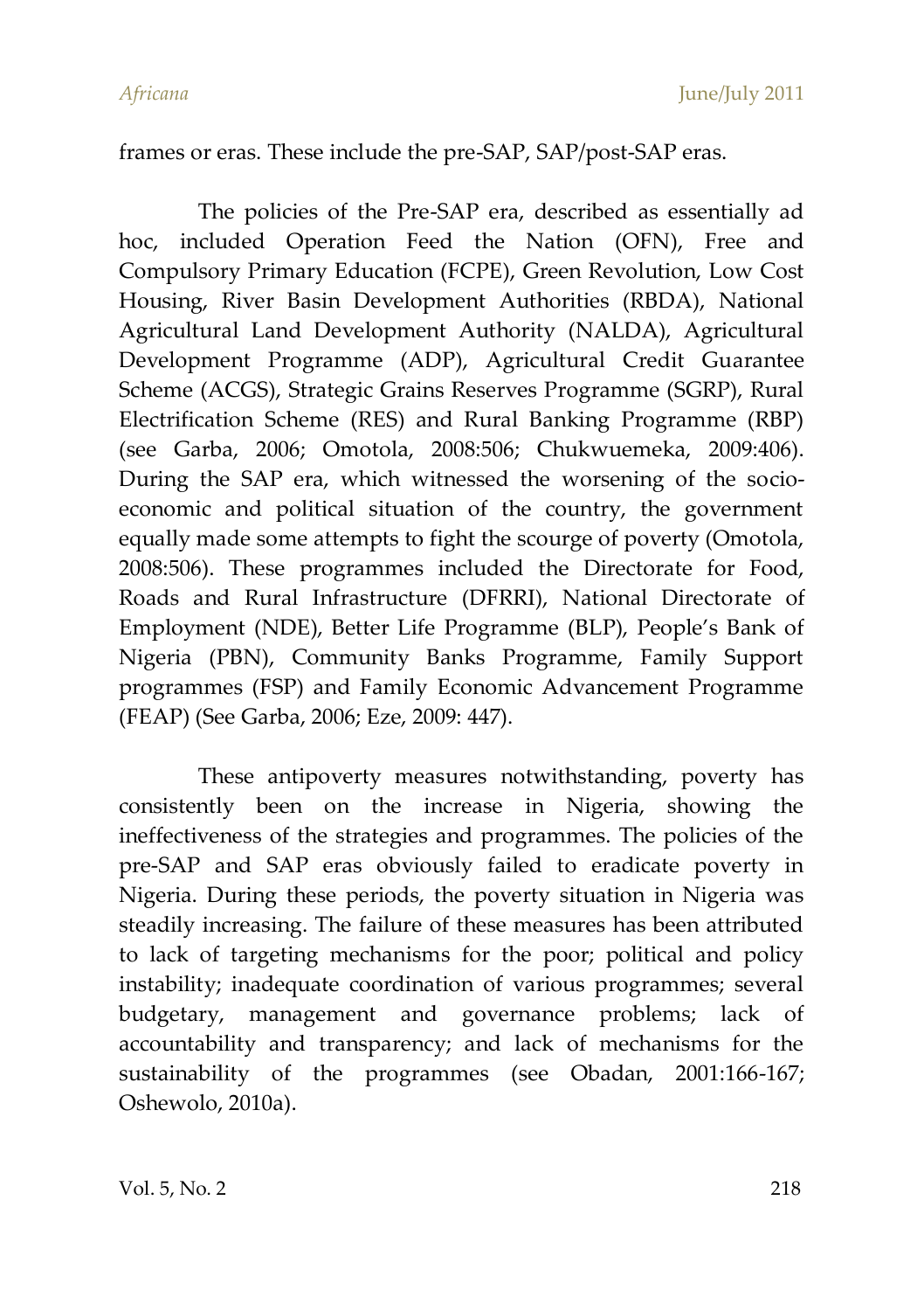frames or eras. These include the pre-SAP, SAP/post-SAP eras.

The policies of the Pre-SAP era, described as essentially ad hoc, included Operation Feed the Nation (OFN), Free and Compulsory Primary Education (FCPE), Green Revolution, Low Cost Housing, River Basin Development Authorities (RBDA), National Agricultural Land Development Authority (NALDA), Agricultural Development Programme (ADP), Agricultural Credit Guarantee Scheme (ACGS), Strategic Grains Reserves Programme (SGRP), Rural Electrification Scheme (RES) and Rural Banking Programme (RBP) (see Garba, 2006; Omotola, 2008:506; Chukwuemeka, 2009:406). During the SAP era, which witnessed the worsening of the socio-economic and political situation of the country, the government equally made some attempts to fight the scourge of poverty (Omotola, 2008:506). These programmes included the Directorate for Food, Roads and Rural Infrastructure (DFRRI), National Directorate of Employment (NDE), Better Life Programme (BLP), People's Bank of Nigeria (PBN), Community Banks Programme, Family Support programmes (FSP) and Family Economic Advancement Programme (FEAP) (See Garba, 2006; Eze, 2009: 447).

These antipoverty measures notwithstanding, poverty has consistently been on the increase in Nigeria, showing the ineffectiveness of the strategies and programmes. The policies of the pre-SAP and SAP eras obviously failed to eradicate poverty in Nigeria. During these periods, the poverty situation in Nigeria was steadily increasing. The failure of these measures has been attributed to lack of targeting mechanisms for the poor; political and policy instability; inadequate coordination of various programmes; several budgetary, management and governance problems; lack of accountability and transparency; and lack of mechanisms for the sustainability of the programmes (see Obadan, 2001:166-167; Oshewolo, 2010a).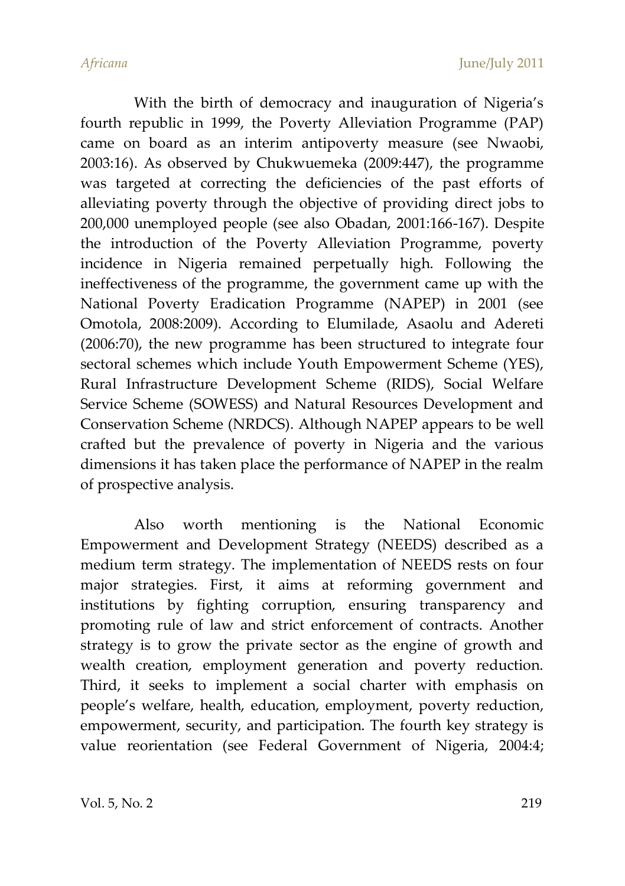With the birth of democracy and inauguration of Nigeria's fourth republic in 1999, the Poverty Alleviation Programme (PAP) came on board as an interim antipoverty measure (see Nwaobi, 2003:16). As observed by Chukwuemeka (2009:447), the programme was targeted at correcting the deficiencies of the past efforts of alleviating poverty through the objective of providing direct jobs to 200,000 unemployed people (see also Obadan, 2001:166-167). Despite the introduction of the Poverty Alleviation Programme, poverty incidence in Nigeria remained perpetually high. Following the ineffectiveness of the programme, the government came up with the National Poverty Eradication Programme (NAPEP) in 2001 (see Omotola, 2008:2009). According to Elumilade, Asaolu and Adereti (2006:70), the new programme has been structured to integrate four sectoral schemes which include Youth Empowerment Scheme (YES), Rural Infrastructure Development Scheme (RIDS), Social Welfare Service Scheme (SOWESS) and Natural Resources Development and Conservation Scheme (NRDCS). Although NAPEP appears to be well crafted but the prevalence of poverty in Nigeria and the various dimensions it has taken place the performance of NAPEP in the realm of prospective analysis.

Also worth mentioning is the National Economic Empowerment and Development Strategy (NEEDS) described as a medium term strategy. The implementation of NEEDS rests on four major strategies. First, it aims at reforming government and institutions by fighting corruption, ensuring transparency and promoting rule of law and strict enforcement of contracts. Another strategy is to grow the private sector as the engine of growth and wealth creation, employment generation and poverty reduction. Third, it seeks to implement a social charter with emphasis on people's welfare, health, education, employment, poverty reduction, empowerment, security, and participation. The fourth key strategy is value reorientation (see Federal Government of Nigeria, 2004:4;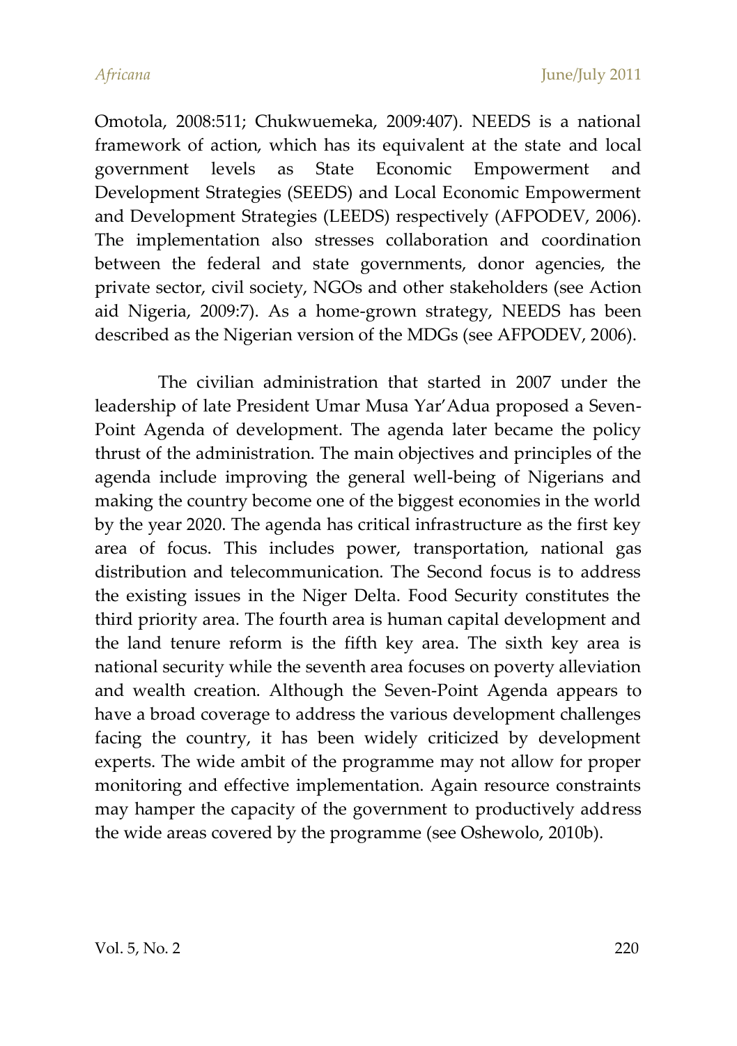Omotola, 2008:511; Chukwuemeka, 2009:407). NEEDS is a national framework of action, which has its equivalent at the state and local government levels as State Economic Empowerment and Development Strategies (SEEDS) and Local Economic Empowerment and Development Strategies (LEEDS) respectively (AFPODEV, 2006). The implementation also stresses collaboration and coordination between the federal and state governments, donor agencies, the private sector, civil society, NGOs and other stakeholders (see Action aid Nigeria, 2009:7). As a home-grown strategy, NEEDS has been described as the Nigerian version of the MDGs (see AFPODEV, 2006).

The civilian administration that started in 2007 under the leadership of late President Umar Musa Yar'Adua proposed a Seven-Point Agenda of development. The agenda later became the policy thrust of the administration. The main objectives and principles of the agenda include improving the general well-being of Nigerians and making the country become one of the biggest economies in the world by the year 2020. The agenda has critical infrastructure as the first key area of focus. This includes power, transportation, national gas distribution and telecommunication. The Second focus is to address the existing issues in the Niger Delta. Food Security constitutes the third priority area. The fourth area is human capital development and the land tenure reform is the fifth key area. The sixth key area is national security while the seventh area focuses on poverty alleviation and wealth creation. Although the Seven-Point Agenda appears to have a broad coverage to address the various development challenges facing the country, it has been widely criticized by development experts. The wide ambit of the programme may not allow for proper monitoring and effective implementation. Again resource constraints may hamper the capacity of the government to productively address the wide areas covered by the programme (see Oshewolo, 2010b).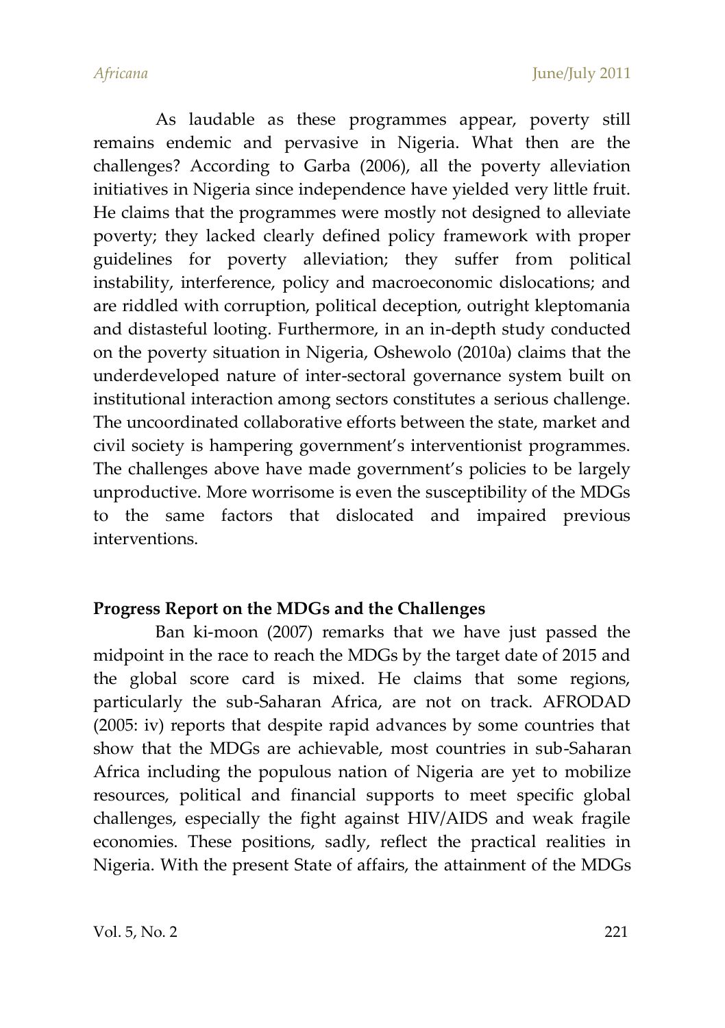As laudable as these programmes appear, poverty still remains endemic and pervasive in Nigeria. What then are the challenges? According to Garba (2006), all the poverty alleviation initiatives in Nigeria since independence have yielded very little fruit. He claims that the programmes were mostly not designed to alleviate poverty; they lacked clearly defined policy framework with proper guidelines for poverty alleviation; they suffer from political instability, interference, policy and macroeconomic dislocations; and are riddled with corruption, political deception, outright kleptomania and distasteful looting. Furthermore, in an in-depth study conducted on the poverty situation in Nigeria, Oshewolo (2010a) claims that the underdeveloped nature of inter-sectoral governance system built on institutional interaction among sectors constitutes a serious challenge. The uncoordinated collaborative efforts between the state, market and civil society is hampering government's interventionist programmes. The challenges above have made government's policies to be largely unproductive. More worrisome is even the susceptibility of the MDGs to the same factors that dislocated and impaired previous interventions.

## Progress Report on the MDGs and the Challenges

Ban ki-moon (2007) remarks that we have just passed the midpoint in the race to reach the MDGs by the target date of 2015 and the global score card is mixed. He claims that some regions, particularly the sub-Saharan Africa, are not on track. AFRODAD (2005: iv) reports that despite rapid advances by some countries that show that the MDGs are achievable, most countries in sub-Saharan Africa including the populous nation of Nigeria are yet to mobilize resources, political and financial supports to meet specific global challenges, especially the fight against HIV/AIDS and weak fragile economies. These positions, sadly, reflect the practical realities in Nigeria. With the present State of affairs, the attainment of the MDGs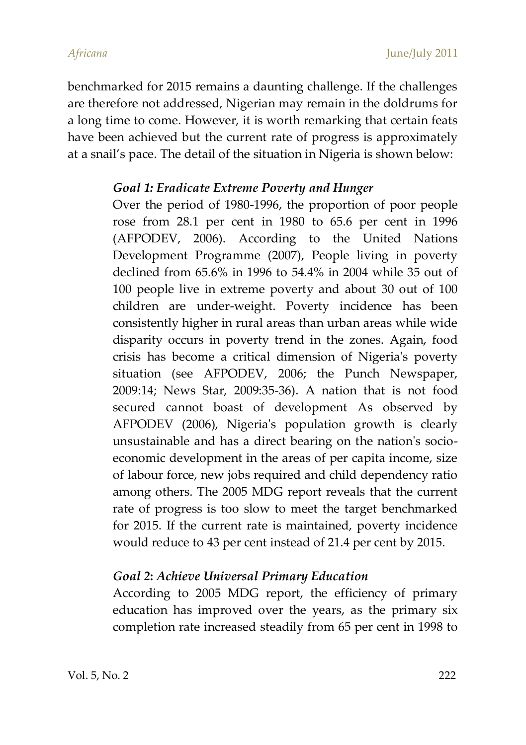benchmarked for 2015 remains a daunting challenge. If the challenges are therefore not addressed, Nigerian may remain in the doldrums for a long time to come. However, it is worth remarking that certain feats have been achieved but the current rate of progress is approximately at a snail's pace. The detail of the situation in Nigeria is shown below:

***Goal 1: Eradicate Extreme Poverty and Hunger***

Over the period of 1980-1996, the proportion of poor people rose from 28.1 per cent in 1980 to 65.6 per cent in 1996 (AFPODEV, 2006). According to the United Nations Development Programme (2007), People living in poverty declined from 65.6% in 1996 to 54.4% in 2004 while 35 out of 100 people live in extreme poverty and about 30 out of 100 children are under-weight. Poverty incidence has been consistently higher in rural areas than urban areas while wide disparity occurs in poverty trend in the zones. Again, food crisis has become a critical dimension of Nigeria's poverty situation (see AFPODEV, 2006; the Punch Newspaper, 2009:14; News Star, 2009:35-36). A nation that is not food secured cannot boast of development As observed by AFPODEV (2006), Nigeria's population growth is clearly unsustainable and has a direct bearing on the nation's socio-economic development in the areas of per capita income, size of labour force, new jobs required and child dependency ratio among others. The 2005 MDG report reveals that the current rate of progress is too slow to meet the target benchmarked for 2015. If the current rate is maintained, poverty incidence would reduce to 43 per cent instead of 21.4 per cent by 2015.

***Goal 2: Achieve Universal Primary Education***

According to 2005 MDG report, the efficiency of primary education has improved over the years, as the primary six completion rate increased steadily from 65 per cent in 1998 to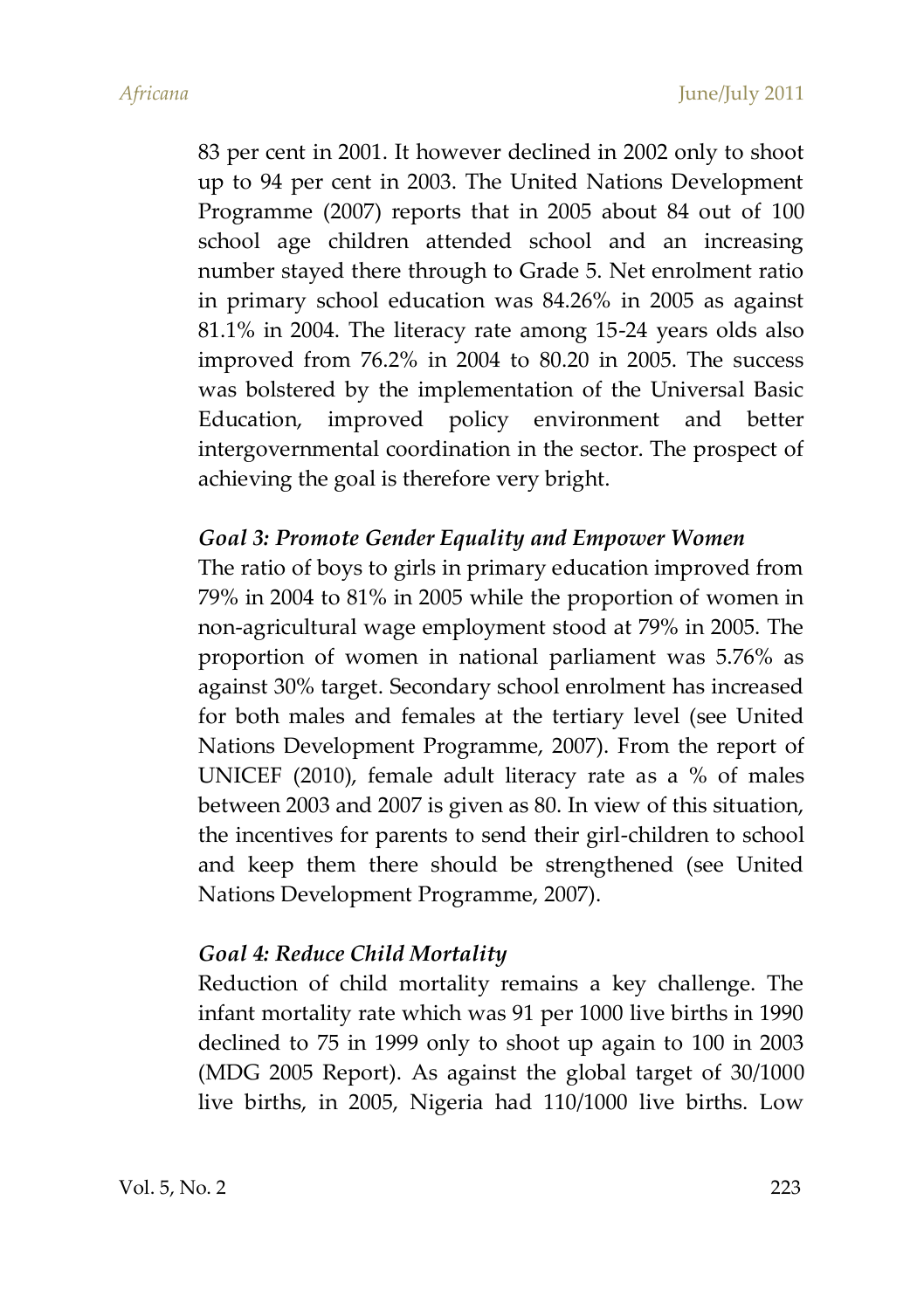83 per cent in 2001. It however declined in 2002 only to shoot up to 94 per cent in 2003. The United Nations Development Programme (2007) reports that in 2005 about 84 out of 100 school age children attended school and an increasing number stayed there through to Grade 5. Net enrolment ratio in primary school education was 84.26% in 2005 as against 81.1% in 2004. The literacy rate among 15-24 years olds also improved from 76.2% in 2004 to 80.20 in 2005. The success was bolstered by the implementation of the Universal Basic Education, improved policy environment and better intergovernmental coordination in the sector. The prospect of achieving the goal is therefore very bright.

### *Goal 3: Promote Gender Equality and Empower Women*

The ratio of boys to girls in primary education improved from 79% in 2004 to 81% in 2005 while the proportion of women in non-agricultural wage employment stood at 79% in 2005. The proportion of women in national parliament was 5.76% as against 30% target. Secondary school enrolment has increased for both males and females at the tertiary level (see United Nations Development Programme, 2007). From the report of UNICEF (2010), female adult literacy rate as a % of males between 2003 and 2007 is given as 80. In view of this situation, the incentives for parents to send their girl-children to school and keep them there should be strengthened (see United Nations Development Programme, 2007).

### *Goal 4: Reduce Child Mortality*

Reduction of child mortality remains a key challenge. The infant mortality rate which was 91 per 1000 live births in 1990 declined to 75 in 1999 only to shoot up again to 100 in 2003 (MDG 2005 Report). As against the global target of 30/1000 live births, in 2005, Nigeria had 110/1000 live births. Low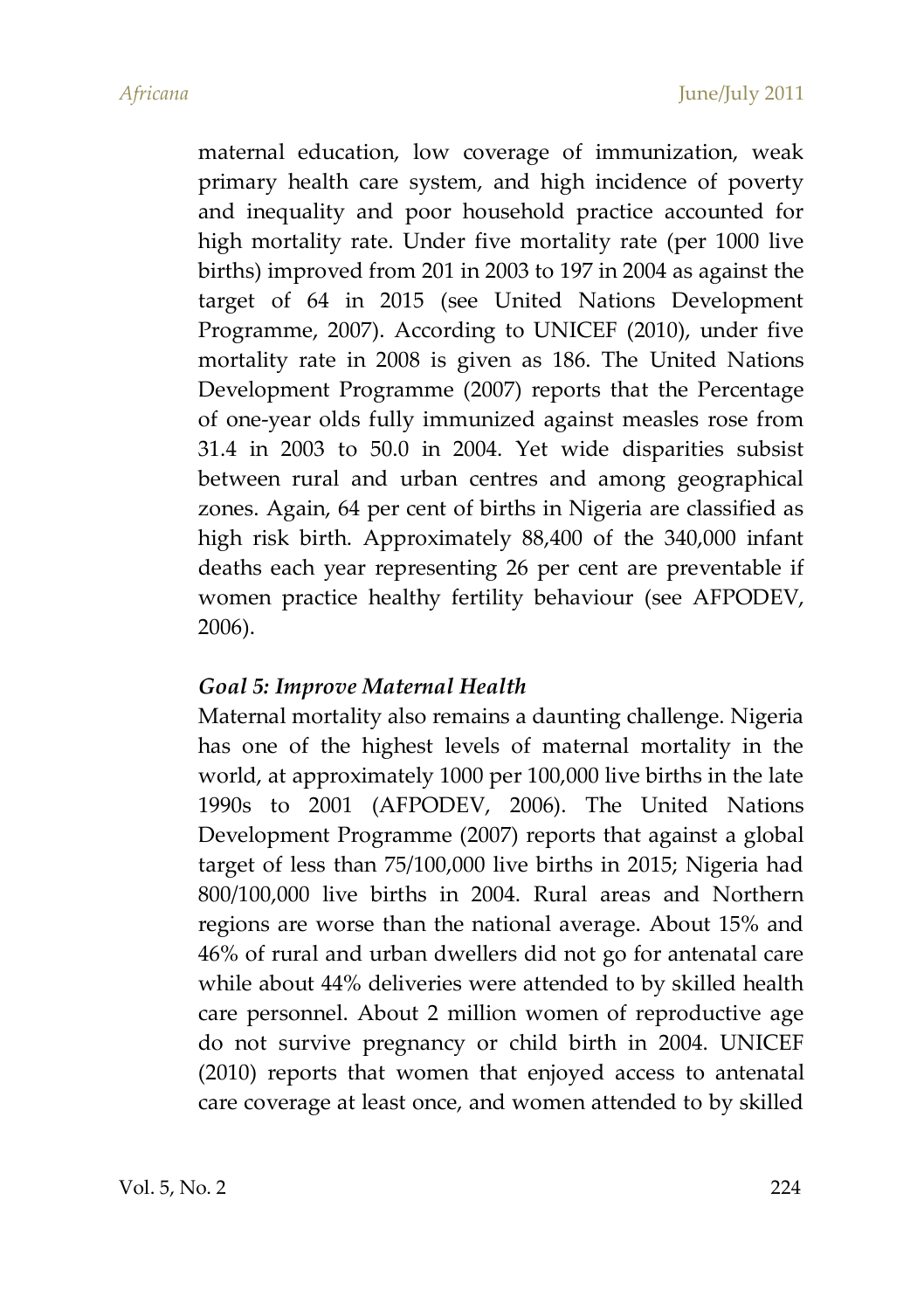maternal education, low coverage of immunization, weak primary health care system, and high incidence of poverty and inequality and poor household practice accounted for high mortality rate. Under five mortality rate (per 1000 live births) improved from 201 in 2003 to 197 in 2004 as against the target of 64 in 2015 (see United Nations Development Programme, 2007). According to UNICEF (2010), under five mortality rate in 2008 is given as 186. The United Nations Development Programme (2007) reports that the Percentage of one-year olds fully immunized against measles rose from 31.4 in 2003 to 50.0 in 2004. Yet wide disparities subsist between rural and urban centres and among geographical zones. Again, 64 per cent of births in Nigeria are classified as high risk birth. Approximately 88,400 of the 340,000 infant deaths each year representing 26 per cent are preventable if women practice healthy fertility behaviour (see AFPODEV, 2006).

### *Goal 5: Improve Maternal Health*

Maternal mortality also remains a daunting challenge. Nigeria has one of the highest levels of maternal mortality in the world, at approximately 1000 per 100,000 live births in the late 1990s to 2001 (AFPODEV, 2006). The United Nations Development Programme (2007) reports that against a global target of less than 75/100,000 live births in 2015; Nigeria had 800/100,000 live births in 2004. Rural areas and Northern regions are worse than the national average. About 15% and 46% of rural and urban dwellers did not go for antenatal care while about 44% deliveries were attended to by skilled health care personnel. About 2 million women of reproductive age do not survive pregnancy or child birth in 2004. UNICEF (2010) reports that women that enjoyed access to antenatal care coverage at least once, and women attended to by skilled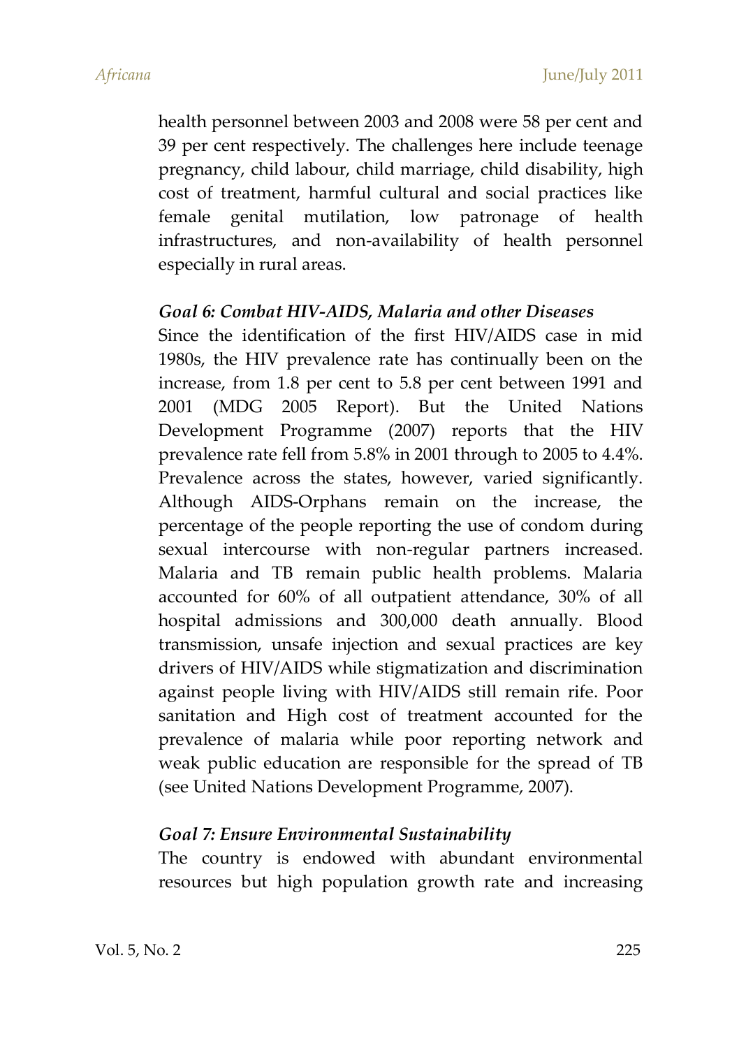health personnel between 2003 and 2008 were 58 per cent and 39 per cent respectively. The challenges here include teenage pregnancy, child labour, child marriage, child disability, high cost of treatment, harmful cultural and social practices like female genital mutilation, low patronage of health infrastructures, and non-availability of health personnel especially in rural areas.

### *Goal 6: Combat HIV-AIDS, Malaria and other Diseases*

Since the identification of the first HIV/AIDS case in mid 1980s, the HIV prevalence rate has continually been on the increase, from 1.8 per cent to 5.8 per cent between 1991 and 2001 (MDG 2005 Report). But the United Nations Development Programme (2007) reports that the HIV prevalence rate fell from 5.8% in 2001 through to 2005 to 4.4%. Prevalence across the states, however, varied significantly. Although AIDS-Orphans remain on the increase, the percentage of the people reporting the use of condom during sexual intercourse with non-regular partners increased. Malaria and TB remain public health problems. Malaria accounted for 60% of all outpatient attendance, 30% of all hospital admissions and 300,000 death annually. Blood transmission, unsafe injection and sexual practices are key drivers of HIV/AIDS while stigmatization and discrimination against people living with HIV/AIDS still remain rife. Poor sanitation and High cost of treatment accounted for the prevalence of malaria while poor reporting network and weak public education are responsible for the spread of TB (see United Nations Development Programme, 2007).

### *Goal 7: Ensure Environmental Sustainability*

The country is endowed with abundant environmental resources but high population growth rate and increasing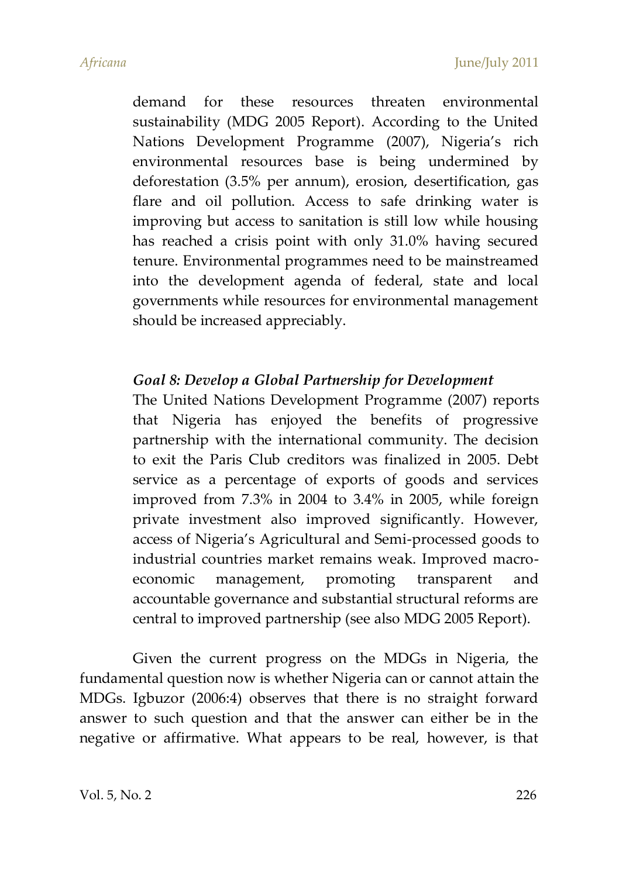demand for these resources threaten environmental sustainability (MDG 2005 Report). According to the United Nations Development Programme (2007), Nigeria's rich environmental resources base is being undermined by deforestation (3.5% per annum), erosion, desertification, gas flare and oil pollution. Access to safe drinking water is improving but access to sanitation is still low while housing has reached a crisis point with only 31.0% having secured tenure. Environmental programmes need to be mainstreamed into the development agenda of federal, state and local governments while resources for environmental management should be increased appreciably.

*Goal 8: Develop a Global Partnership for Development*

The United Nations Development Programme (2007) reports that Nigeria has enjoyed the benefits of progressive partnership with the international community. The decision to exit the Paris Club creditors was finalized in 2005. Debt service as a percentage of exports of goods and services improved from 7.3% in 2004 to 3.4% in 2005, while foreign private investment also improved significantly. However, access of Nigeria's Agricultural and Semi-processed goods to industrial countries market remains weak. Improved macro-economic management, promoting transparent and accountable governance and substantial structural reforms are central to improved partnership (see also MDG 2005 Report).

Given the current progress on the MDGs in Nigeria, the fundamental question now is whether Nigeria can or cannot attain the MDGs. Igbuzor (2006:4) observes that there is no straight forward answer to such question and that the answer can either be in the negative or affirmative. What appears to be real, however, is that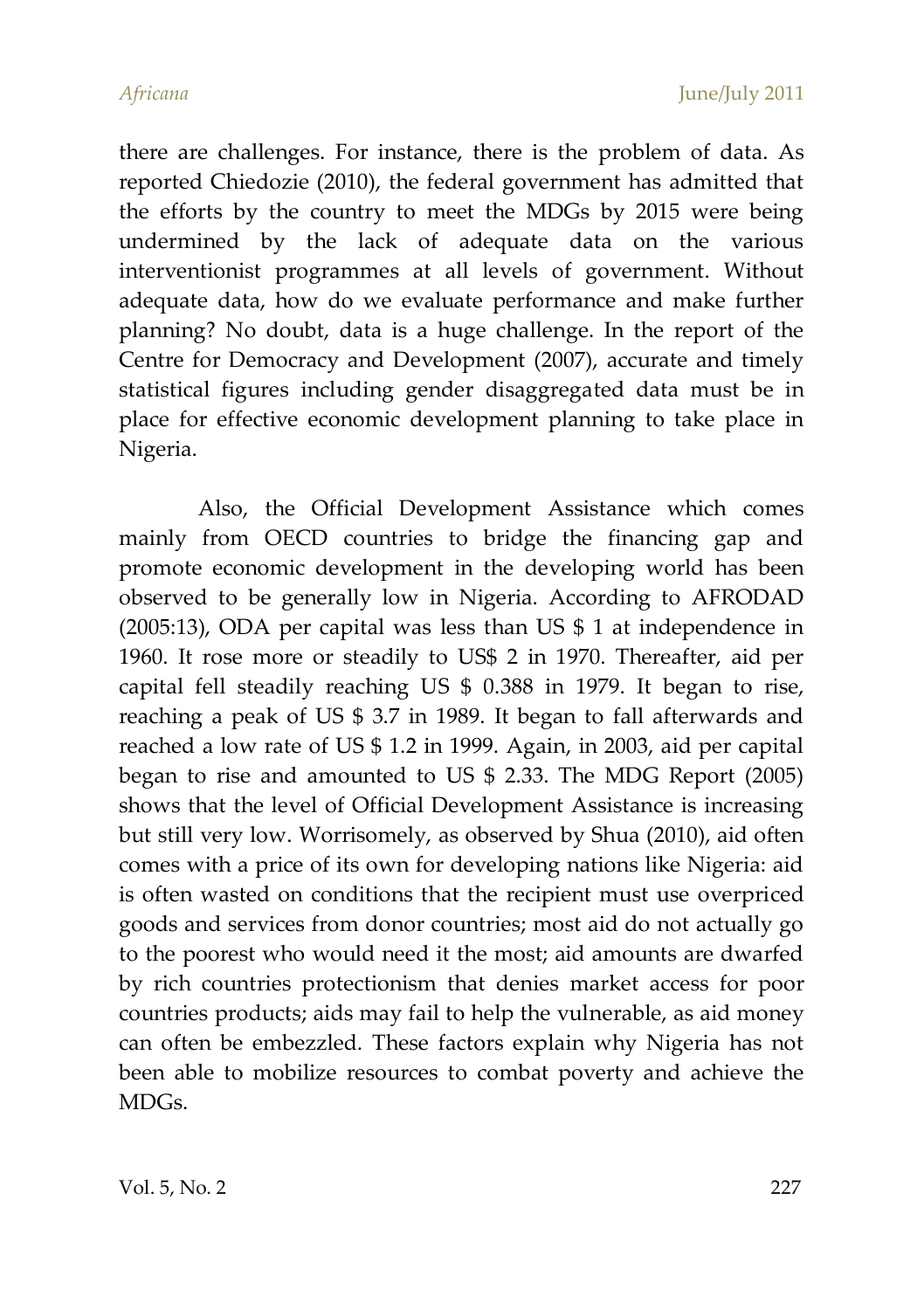there are challenges. For instance, there is the problem of data. As reported Chiedozie (2010), the federal government has admitted that the efforts by the country to meet the MDGs by 2015 were being undermined by the lack of adequate data on the various interventionist programmes at all levels of government. Without adequate data, how do we evaluate performance and make further planning? No doubt, data is a huge challenge. In the report of the Centre for Democracy and Development (2007), accurate and timely statistical figures including gender disaggregated data must be in place for effective economic development planning to take place in Nigeria.

Also, the Official Development Assistance which comes mainly from OECD countries to bridge the financing gap and promote economic development in the developing world has been observed to be generally low in Nigeria. According to AFRODAD (2005:13), ODA per capital was less than US $ 1 at independence in 1960. It rose more or steadily to US$ 2 in 1970. Thereafter, aid per capital fell steadily reaching US $ 0.388 in 1979. It began to rise, reaching a peak of US $ 3.7 in 1989. It began to fall afterwards and reached a low rate of US $ 1.2 in 1999. Again, in 2003, aid per capital began to rise and amounted to US $ 2.33. The MDG Report (2005) shows that the level of Official Development Assistance is increasing but still very low. Worrisomely, as observed by Shua (2010), aid often comes with a price of its own for developing nations like Nigeria: aid is often wasted on conditions that the recipient must use overpriced goods and services from donor countries; most aid do not actually go to the poorest who would need it the most; aid amounts are dwarfed by rich countries protectionism that denies market access for poor countries products; aids may fail to help the vulnerable, as aid money can often be embezzled. These factors explain why Nigeria has not been able to mobilize resources to combat poverty and achieve the MDGs.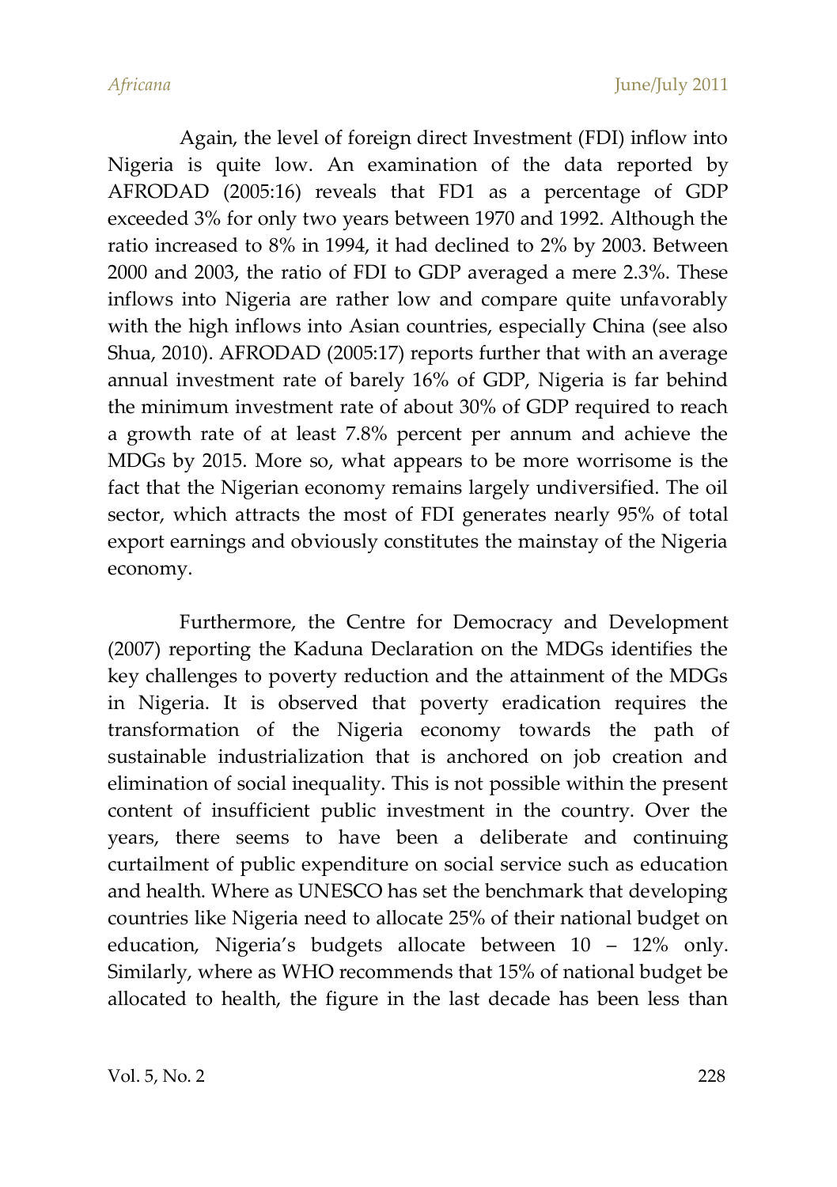Again, the level of foreign direct Investment (FDI) inflow into Nigeria is quite low. An examination of the data reported by AFRODAD (2005:16) reveals that FD1 as a percentage of GDP exceeded 3% for only two years between 1970 and 1992. Although the ratio increased to 8% in 1994, it had declined to 2% by 2003. Between 2000 and 2003, the ratio of FDI to GDP averaged a mere 2.3%. These inflows into Nigeria are rather low and compare quite unfavorably with the high inflows into Asian countries, especially China (see also Shua, 2010). AFRODAD (2005:17) reports further that with an average annual investment rate of barely 16% of GDP, Nigeria is far behind the minimum investment rate of about 30% of GDP required to reach a growth rate of at least 7.8% percent per annum and achieve the MDGs by 2015. More so, what appears to be more worrisome is the fact that the Nigerian economy remains largely undiversified. The oil sector, which attracts the most of FDI generates nearly 95% of total export earnings and obviously constitutes the mainstay of the Nigeria economy.

Furthermore, the Centre for Democracy and Development (2007) reporting the Kaduna Declaration on the MDGs identifies the key challenges to poverty reduction and the attainment of the MDGs in Nigeria. It is observed that poverty eradication requires the transformation of the Nigeria economy towards the path of sustainable industrialization that is anchored on job creation and elimination of social inequality. This is not possible within the present content of insufficient public investment in the country. Over the years, there seems to have been a deliberate and continuing curtailment of public expenditure on social service such as education and health. Where as UNESCO has set the benchmark that developing countries like Nigeria need to allocate 25% of their national budget on education, Nigeria's budgets allocate between 10 – 12% only. Similarly, where as WHO recommends that 15% of national budget be allocated to health, the figure in the last decade has been less than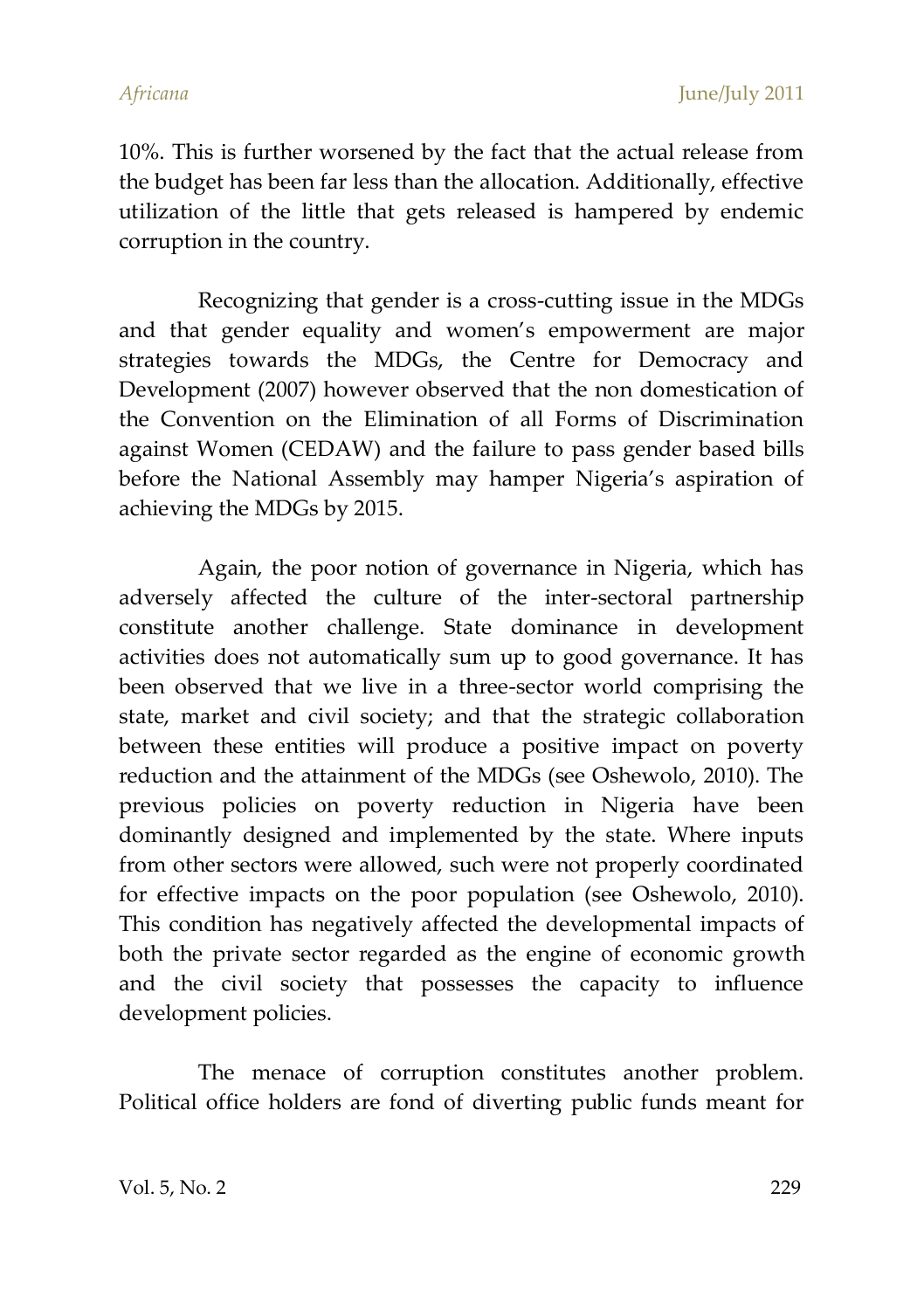10%. This is further worsened by the fact that the actual release from the budget has been far less than the allocation. Additionally, effective utilization of the little that gets released is hampered by endemic corruption in the country.

Recognizing that gender is a cross-cutting issue in the MDGs and that gender equality and women's empowerment are major strategies towards the MDGs, the Centre for Democracy and Development (2007) however observed that the non domestication of the Convention on the Elimination of all Forms of Discrimination against Women (CEDAW) and the failure to pass gender based bills before the National Assembly may hamper Nigeria's aspiration of achieving the MDGs by 2015.

Again, the poor notion of governance in Nigeria, which has adversely affected the culture of the inter-sectoral partnership constitute another challenge. State dominance in development activities does not automatically sum up to good governance. It has been observed that we live in a three-sector world comprising the state, market and civil society; and that the strategic collaboration between these entities will produce a positive impact on poverty reduction and the attainment of the MDGs (see Oshewolo, 2010). The previous policies on poverty reduction in Nigeria have been dominantly designed and implemented by the state. Where inputs from other sectors were allowed, such were not properly coordinated for effective impacts on the poor population (see Oshewolo, 2010). This condition has negatively affected the developmental impacts of both the private sector regarded as the engine of economic growth and the civil society that possesses the capacity to influence development policies.

The menace of corruption constitutes another problem. Political office holders are fond of diverting public funds meant for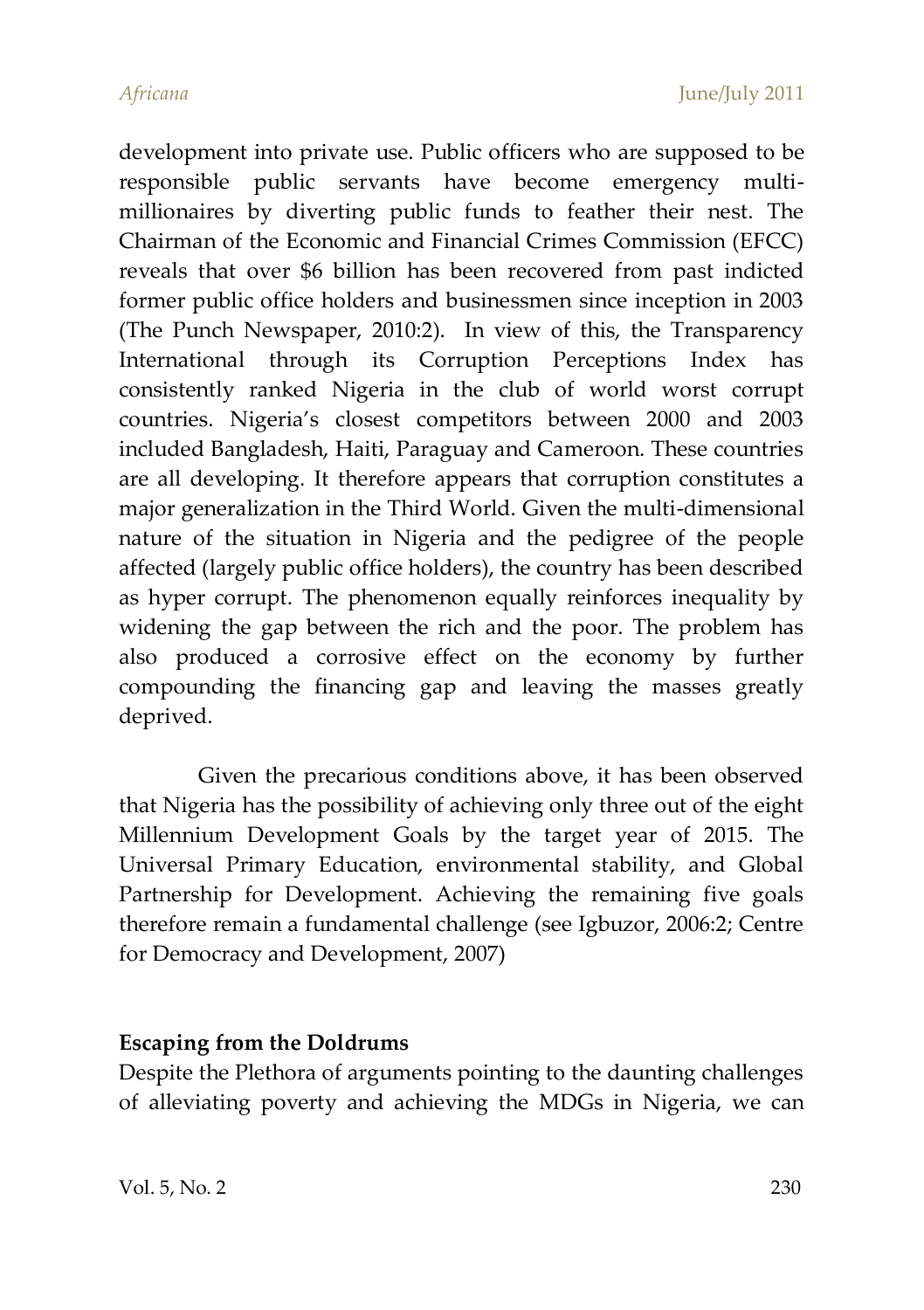development into private use. Public officers who are supposed to be responsible public servants have become emergency multi-millionaires by diverting public funds to feather their nest. The Chairman of the Economic and Financial Crimes Commission (EFCC) reveals that over $6 billion has been recovered from past indicted former public office holders and businessmen since inception in 2003 (The Punch Newspaper, 2010:2). In view of this, the Transparency International through its Corruption Perceptions Index has consistently ranked Nigeria in the club of world worst corrupt countries. Nigeria's closest competitors between 2000 and 2003 included Bangladesh, Haiti, Paraguay and Cameroon. These countries are all developing. It therefore appears that corruption constitutes a major generalization in the Third World. Given the multi-dimensional nature of the situation in Nigeria and the pedigree of the people affected (largely public office holders), the country has been described as hyper corrupt. The phenomenon equally reinforces inequality by widening the gap between the rich and the poor. The problem has also produced a corrosive effect on the economy by further compounding the financing gap and leaving the masses greatly deprived.

Given the precarious conditions above, it has been observed that Nigeria has the possibility of achieving only three out of the eight Millennium Development Goals by the target year of 2015. The Universal Primary Education, environmental stability, and Global Partnership for Development. Achieving the remaining five goals therefore remain a fundamental challenge (see Igbuzor, 2006:2; Centre for Democracy and Development, 2007)

**Escaping from the Doldrums**

Despite the Plethora of arguments pointing to the daunting challenges of alleviating poverty and achieving the MDGs in Nigeria, we can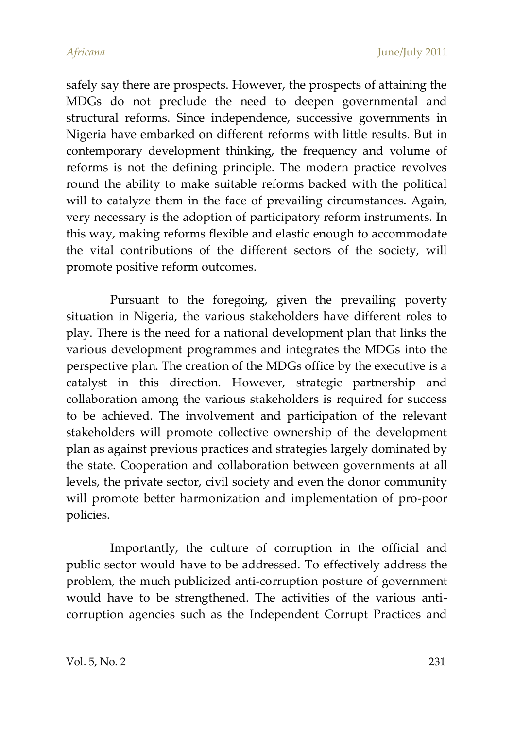safely say there are prospects. However, the prospects of attaining the MDGs do not preclude the need to deepen governmental and structural reforms. Since independence, successive governments in Nigeria have embarked on different reforms with little results. But in contemporary development thinking, the frequency and volume of reforms is not the defining principle. The modern practice revolves round the ability to make suitable reforms backed with the political will to catalyze them in the face of prevailing circumstances. Again, very necessary is the adoption of participatory reform instruments. In this way, making reforms flexible and elastic enough to accommodate the vital contributions of the different sectors of the society, will promote positive reform outcomes.

Pursuant to the foregoing, given the prevailing poverty situation in Nigeria, the various stakeholders have different roles to play. There is the need for a national development plan that links the various development programmes and integrates the MDGs into the perspective plan. The creation of the MDGs office by the executive is a catalyst in this direction. However, strategic partnership and collaboration among the various stakeholders is required for success to be achieved. The involvement and participation of the relevant stakeholders will promote collective ownership of the development plan as against previous practices and strategies largely dominated by the state. Cooperation and collaboration between governments at all levels, the private sector, civil society and even the donor community will promote better harmonization and implementation of pro-poor policies.

Importantly, the culture of corruption in the official and public sector would have to be addressed. To effectively address the problem, the much publicized anti-corruption posture of government would have to be strengthened. The activities of the various anti-corruption agencies such as the Independent Corrupt Practices and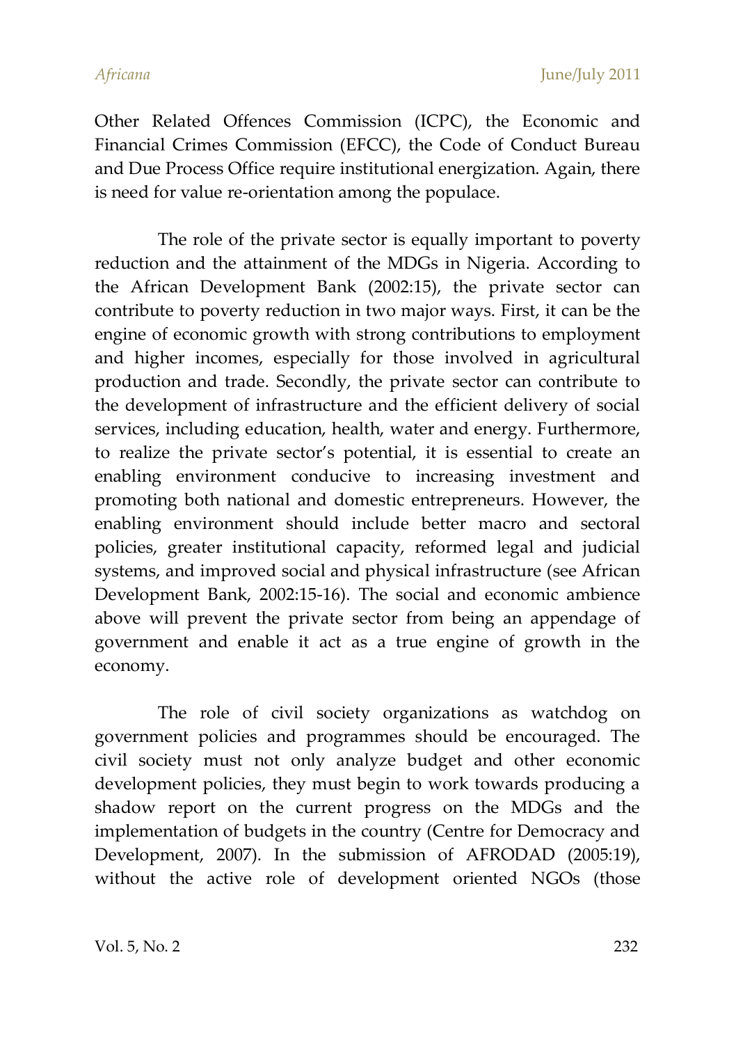Other Related Offences Commission (ICPC), the Economic and Financial Crimes Commission (EFCC), the Code of Conduct Bureau and Due Process Office require institutional energization. Again, there is need for value re-orientation among the populace.

The role of the private sector is equally important to poverty reduction and the attainment of the MDGs in Nigeria. According to the African Development Bank (2002:15), the private sector can contribute to poverty reduction in two major ways. First, it can be the engine of economic growth with strong contributions to employment and higher incomes, especially for those involved in agricultural production and trade. Secondly, the private sector can contribute to the development of infrastructure and the efficient delivery of social services, including education, health, water and energy. Furthermore, to realize the private sector's potential, it is essential to create an enabling environment conducive to increasing investment and promoting both national and domestic entrepreneurs. However, the enabling environment should include better macro and sectoral policies, greater institutional capacity, reformed legal and judicial systems, and improved social and physical infrastructure (see African Development Bank, 2002:15-16). The social and economic ambience above will prevent the private sector from being an appendage of government and enable it act as a true engine of growth in the economy.

The role of civil society organizations as watchdog on government policies and programmes should be encouraged. The civil society must not only analyze budget and other economic development policies, they must begin to work towards producing a shadow report on the current progress on the MDGs and the implementation of budgets in the country (Centre for Democracy and Development, 2007). In the submission of AFRODAD (2005:19), without the active role of development oriented NGOs (those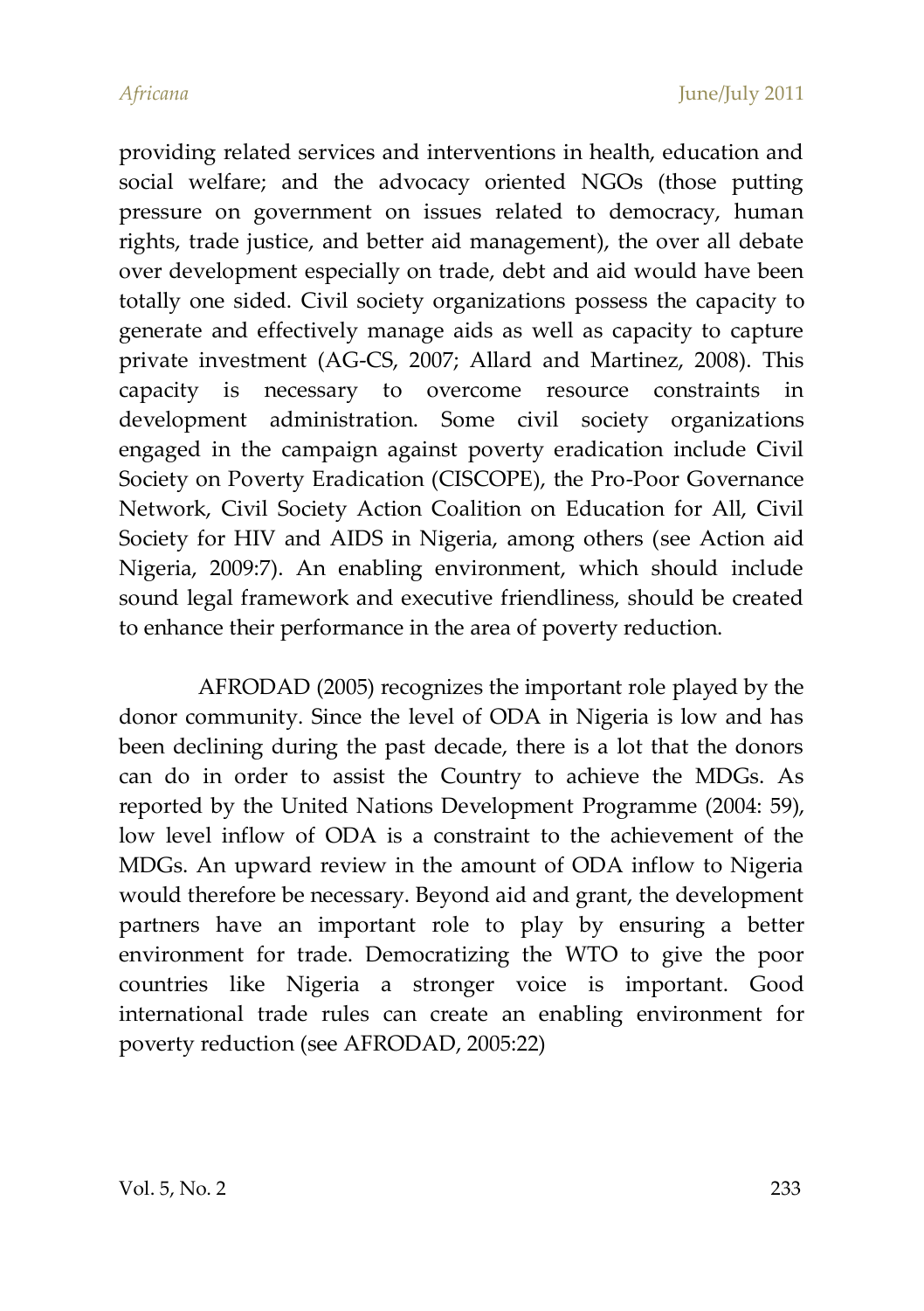providing related services and interventions in health, education and social welfare; and the advocacy oriented NGOs (those putting pressure on government on issues related to democracy, human rights, trade justice, and better aid management), the over all debate over development especially on trade, debt and aid would have been totally one sided. Civil society organizations possess the capacity to generate and effectively manage aids as well as capacity to capture private investment (AG-CS, 2007; Allard and Martinez, 2008). This capacity is necessary to overcome resource constraints in development administration. Some civil society organizations engaged in the campaign against poverty eradication include Civil Society on Poverty Eradication (CISCOPE), the Pro-Poor Governance Network, Civil Society Action Coalition on Education for All, Civil Society for HIV and AIDS in Nigeria, among others (see Action aid Nigeria, 2009:7). An enabling environment, which should include sound legal framework and executive friendliness, should be created to enhance their performance in the area of poverty reduction.

AFRODAD (2005) recognizes the important role played by the donor community. Since the level of ODA in Nigeria is low and has been declining during the past decade, there is a lot that the donors can do in order to assist the Country to achieve the MDGs. As reported by the United Nations Development Programme (2004: 59), low level inflow of ODA is a constraint to the achievement of the MDGs. An upward review in the amount of ODA inflow to Nigeria would therefore be necessary. Beyond aid and grant, the development partners have an important role to play by ensuring a better environment for trade. Democratizing the WTO to give the poor countries like Nigeria a stronger voice is important. Good international trade rules can create an enabling environment for poverty reduction (see AFRODAD, 2005:22)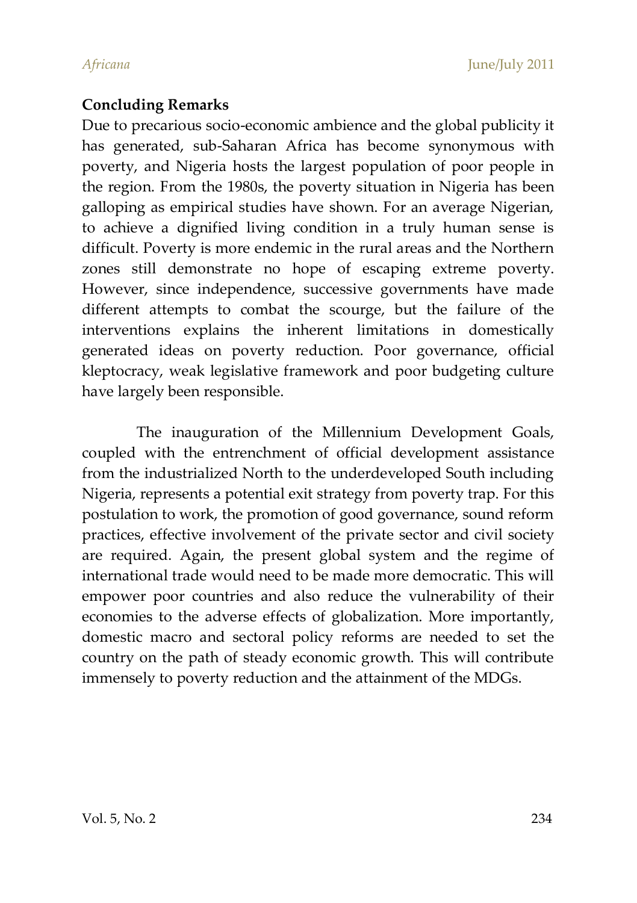## Concluding Remarks

Due to precarious socio-economic ambience and the global publicity it has generated, sub-Saharan Africa has become synonymous with poverty, and Nigeria hosts the largest population of poor people in the region. From the 1980s, the poverty situation in Nigeria has been galloping as empirical studies have shown. For an average Nigerian, to achieve a dignified living condition in a truly human sense is difficult. Poverty is more endemic in the rural areas and the Northern zones still demonstrate no hope of escaping extreme poverty. However, since independence, successive governments have made different attempts to combat the scourge, but the failure of the interventions explains the inherent limitations in domestically generated ideas on poverty reduction. Poor governance, official kleptocracy, weak legislative framework and poor budgeting culture have largely been responsible.

The inauguration of the Millennium Development Goals, coupled with the entrenchment of official development assistance from the industrialized North to the underdeveloped South including Nigeria, represents a potential exit strategy from poverty trap. For this postulation to work, the promotion of good governance, sound reform practices, effective involvement of the private sector and civil society are required. Again, the present global system and the regime of international trade would need to be made more democratic. This will empower poor countries and also reduce the vulnerability of their economies to the adverse effects of globalization. More importantly, domestic macro and sectoral policy reforms are needed to set the country on the path of steady economic growth. This will contribute immensely to poverty reduction and the attainment of the MDGs.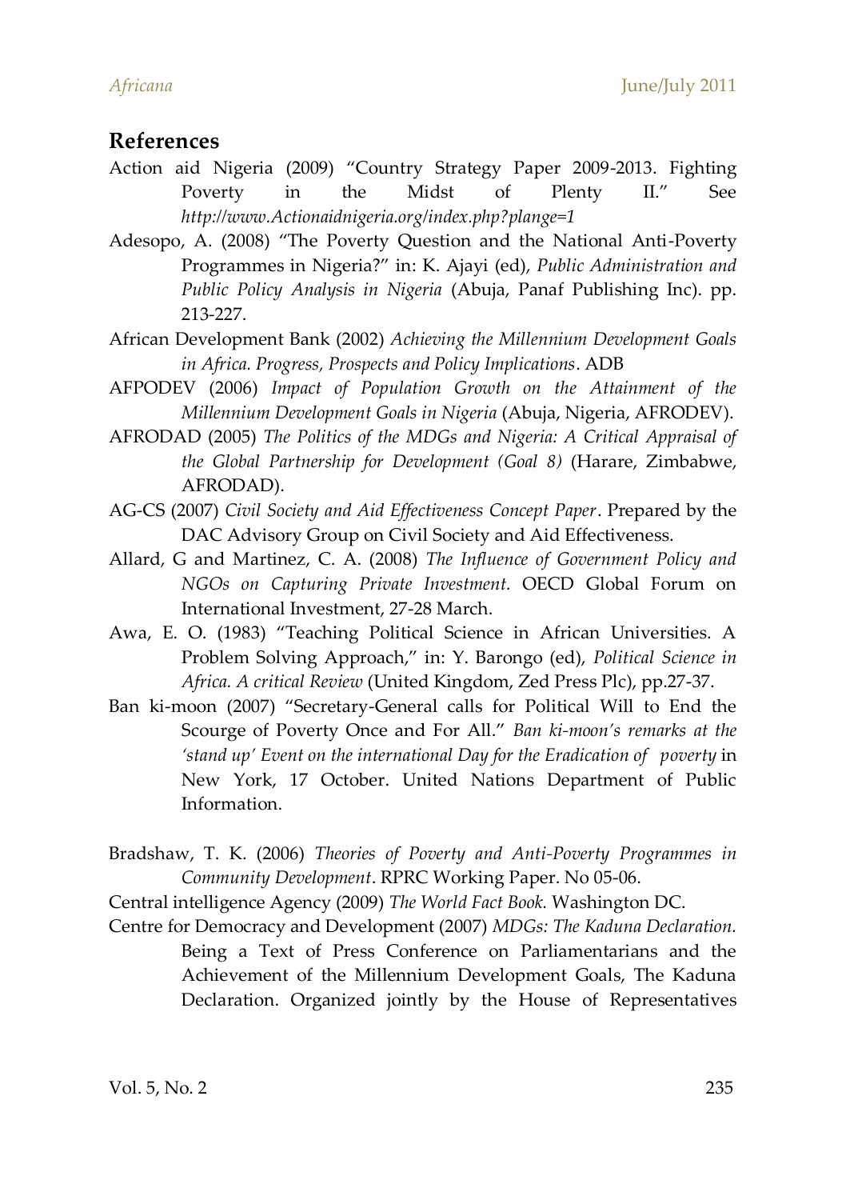## References

Action aid Nigeria (2009) "Country Strategy Paper 2009-2013. Fighting Poverty in the Midst of Plenty II." See *http://www.Actionaidnigeria.org/index.php?plange=1*

Adesopo, A. (2008) "The Poverty Question and the National Anti-Poverty Programmes in Nigeria?" in: K. Ajayi (ed), *Public Administration and Public Policy Analysis in Nigeria* (Abuja, Panaf Publishing Inc). pp. 213-227.

African Development Bank (2002) *Achieving the Millennium Development Goals in Africa. Progress, Prospects and Policy Implications*. ADB

AFPODEV (2006) *Impact of Population Growth on the Attainment of the Millennium Development Goals in Nigeria* (Abuja, Nigeria, AFRODEV).

AFRODAD (2005) *The Politics of the MDGs and Nigeria: A Critical Appraisal of the Global Partnership for Development (Goal 8)* (Harare, Zimbabwe, AFRODAD).

AG-CS (2007) *Civil Society and Aid Effectiveness Concept Paper*. Prepared by the DAC Advisory Group on Civil Society and Aid Effectiveness.

Allard, G and Martinez, C. A. (2008) *The Influence of Government Policy and NGOs on Capturing Private Investment.* OECD Global Forum on International Investment, 27-28 March.

Awa, E. O. (1983) "Teaching Political Science in African Universities. A Problem Solving Approach," in: Y. Barongo (ed), *Political Science in Africa. A critical Review* (United Kingdom, Zed Press Plc), pp.27-37.

Ban ki-moon (2007) "Secretary-General calls for Political Will to End the Scourge of Poverty Once and For All." *Ban ki-moon's remarks at the 'stand up' Event on the international Day for the Eradication of poverty* in New York, 17 October. United Nations Department of Public Information.

Bradshaw, T. K. (2006) *Theories of Poverty and Anti-Poverty Programmes in Community Development*. RPRC Working Paper. No 05-06.

Central intelligence Agency (2009) *The World Fact Book.* Washington DC.

Centre for Democracy and Development (2007) *MDGs: The Kaduna Declaration.* Being a Text of Press Conference on Parliamentarians and the Achievement of the Millennium Development Goals, The Kaduna Declaration. Organized jointly by the House of Representatives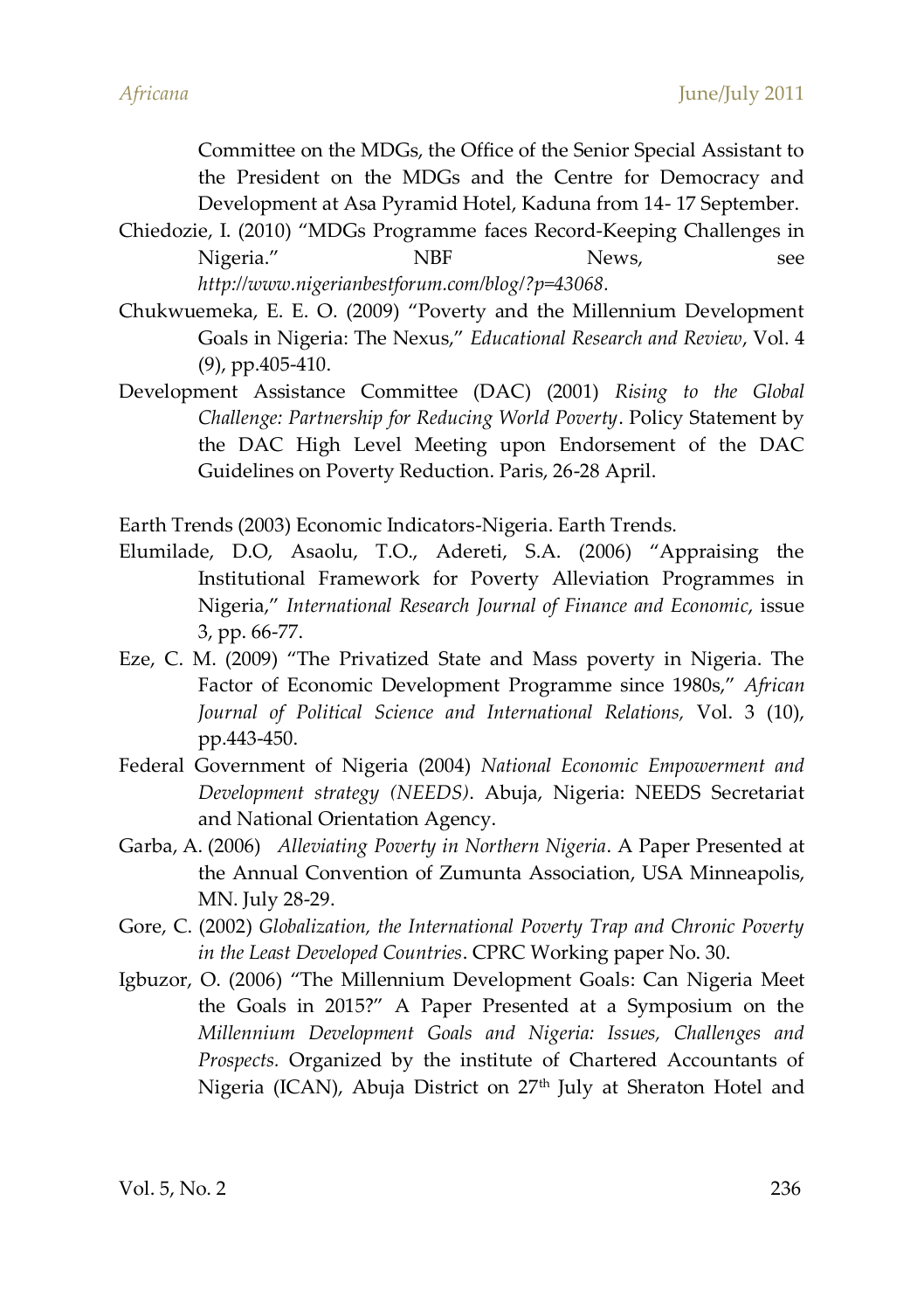Committee on the MDGs, the Office of the Senior Special Assistant to the President on the MDGs and the Centre for Democracy and Development at Asa Pyramid Hotel, Kaduna from 14- 17 September.

Chiedozie, I. (2010) "MDGs Programme faces Record-Keeping Challenges in Nigeria." NBF News, see *http://www.nigerianbestforum.com/blog/?p=43068.*

Chukwuemeka, E. E. O. (2009) "Poverty and the Millennium Development Goals in Nigeria: The Nexus," *Educational Research and Review*, Vol. 4 (9), pp.405-410.

Development Assistance Committee (DAC) (2001) *Rising to the Global Challenge: Partnership for Reducing World Poverty*. Policy Statement by the DAC High Level Meeting upon Endorsement of the DAC Guidelines on Poverty Reduction. Paris, 26-28 April.

Earth Trends (2003) Economic Indicators-Nigeria. Earth Trends.

Elumilade, D.O, Asaolu, T.O., Adereti, S.A. (2006) "Appraising the Institutional Framework for Poverty Alleviation Programmes in Nigeria," *International Research Journal of Finance and Economic*, issue 3, pp. 66-77.

Eze, C. M. (2009) "The Privatized State and Mass poverty in Nigeria. The Factor of Economic Development Programme since 1980s," *African Journal of Political Science and International Relations,* Vol. 3 (10), pp.443-450.

Federal Government of Nigeria (2004) *National Economic Empowerment and Development strategy (NEEDS)*. Abuja, Nigeria: NEEDS Secretariat and National Orientation Agency.

Garba, A. (2006) *Alleviating Poverty in Northern Nigeria*. A Paper Presented at the Annual Convention of Zumunta Association, USA Minneapolis, MN. July 28-29.

Gore, C. (2002) *Globalization, the International Poverty Trap and Chronic Poverty in the Least Developed Countries*. CPRC Working paper No. 30.

Igbuzor, O. (2006) "The Millennium Development Goals: Can Nigeria Meet the Goals in 2015?" A Paper Presented at a Symposium on the *Millennium Development Goals and Nigeria: Issues, Challenges and Prospects.* Organized by the institute of Chartered Accountants of Nigeria (ICAN), Abuja District on 27th July at Sheraton Hotel and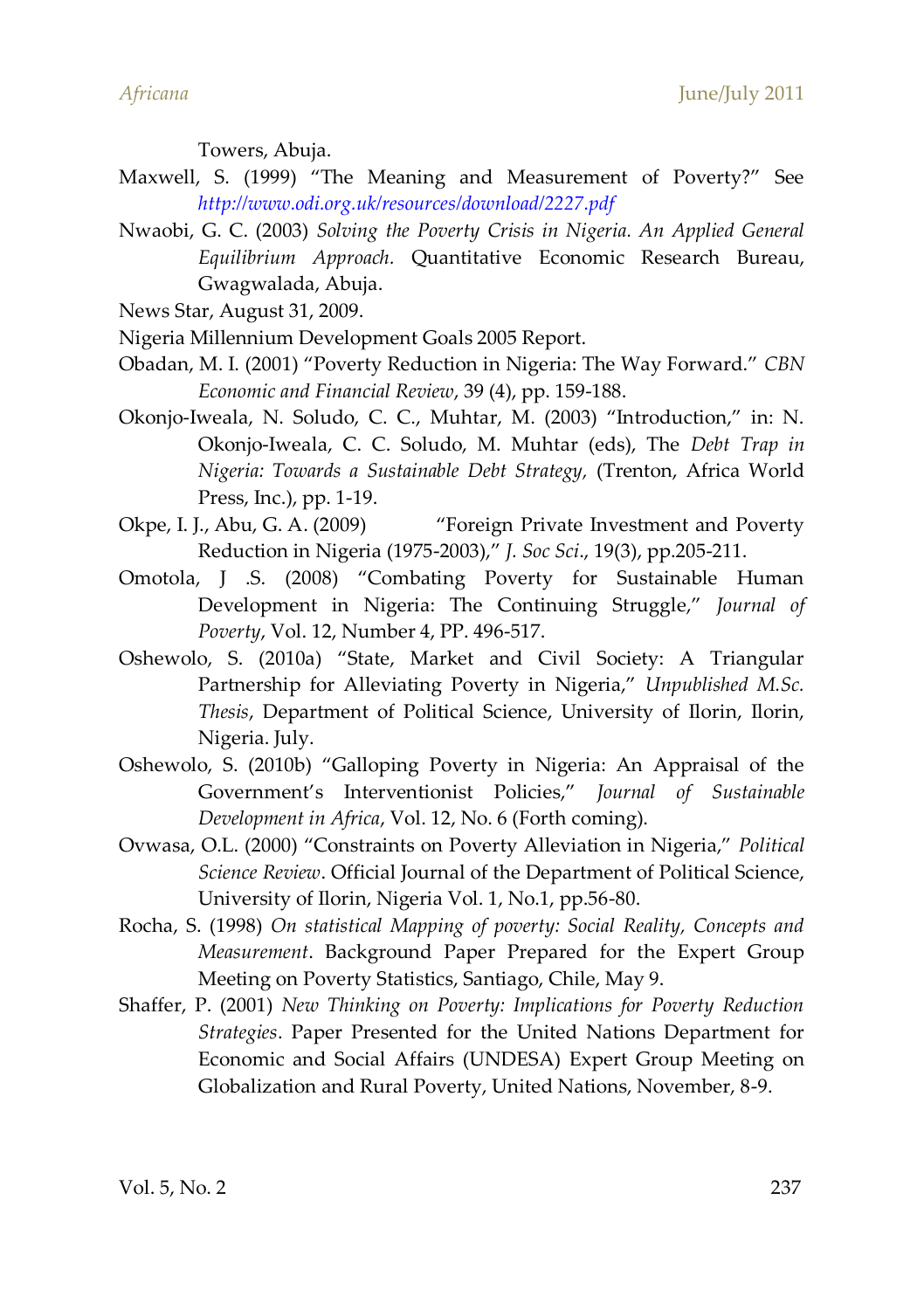Towers, Abuja.

Maxwell, S. (1999) "The Meaning and Measurement of Poverty?" See *http://www.odi.org.uk/resources/download/2227.pdf*

Nwaobi, G. C. (2003) *Solving the Poverty Crisis in Nigeria. An Applied General Equilibrium Approach.* Quantitative Economic Research Bureau, Gwagwalada, Abuja.

News Star, August 31, 2009.

Nigeria Millennium Development Goals 2005 Report.

Obadan, M. I. (2001) "Poverty Reduction in Nigeria: The Way Forward." *CBN Economic and Financial Review*, 39 (4), pp. 159-188.

Okonjo-Iweala, N. Soludo, C. C., Muhtar, M. (2003) "Introduction," in: N. Okonjo-Iweala, C. C. Soludo, M. Muhtar (eds), The *Debt Trap in Nigeria: Towards a Sustainable Debt Strategy*, (Trenton, Africa World Press, Inc.), pp. 1-19.

Okpe, I. J., Abu, G. A. (2009) "Foreign Private Investment and Poverty Reduction in Nigeria (1975-2003)," *J. Soc Sci.*, 19(3), pp.205-211.

Omotola, J .S. (2008) "Combating Poverty for Sustainable Human Development in Nigeria: The Continuing Struggle," *Journal of Poverty*, Vol. 12, Number 4, PP. 496-517.

Oshewolo, S. (2010a) "State, Market and Civil Society: A Triangular Partnership for Alleviating Poverty in Nigeria," *Unpublished M.Sc. Thesis*, Department of Political Science, University of Ilorin, Ilorin, Nigeria. July.

Oshewolo, S. (2010b) "Galloping Poverty in Nigeria: An Appraisal of the Government's Interventionist Policies," *Journal of Sustainable Development in Africa*, Vol. 12, No. 6 (Forth coming).

Ovwasa, O.L. (2000) "Constraints on Poverty Alleviation in Nigeria," *Political Science Review*. Official Journal of the Department of Political Science, University of Ilorin, Nigeria Vol. 1, No.1, pp.56-80.

Rocha, S. (1998) *On statistical Mapping of poverty: Social Reality, Concepts and Measurement*. Background Paper Prepared for the Expert Group Meeting on Poverty Statistics, Santiago, Chile, May 9.

Shaffer, P. (2001) *New Thinking on Poverty: Implications for Poverty Reduction Strategies*. Paper Presented for the United Nations Department for Economic and Social Affairs (UNDESA) Expert Group Meeting on Globalization and Rural Poverty, United Nations, November, 8-9.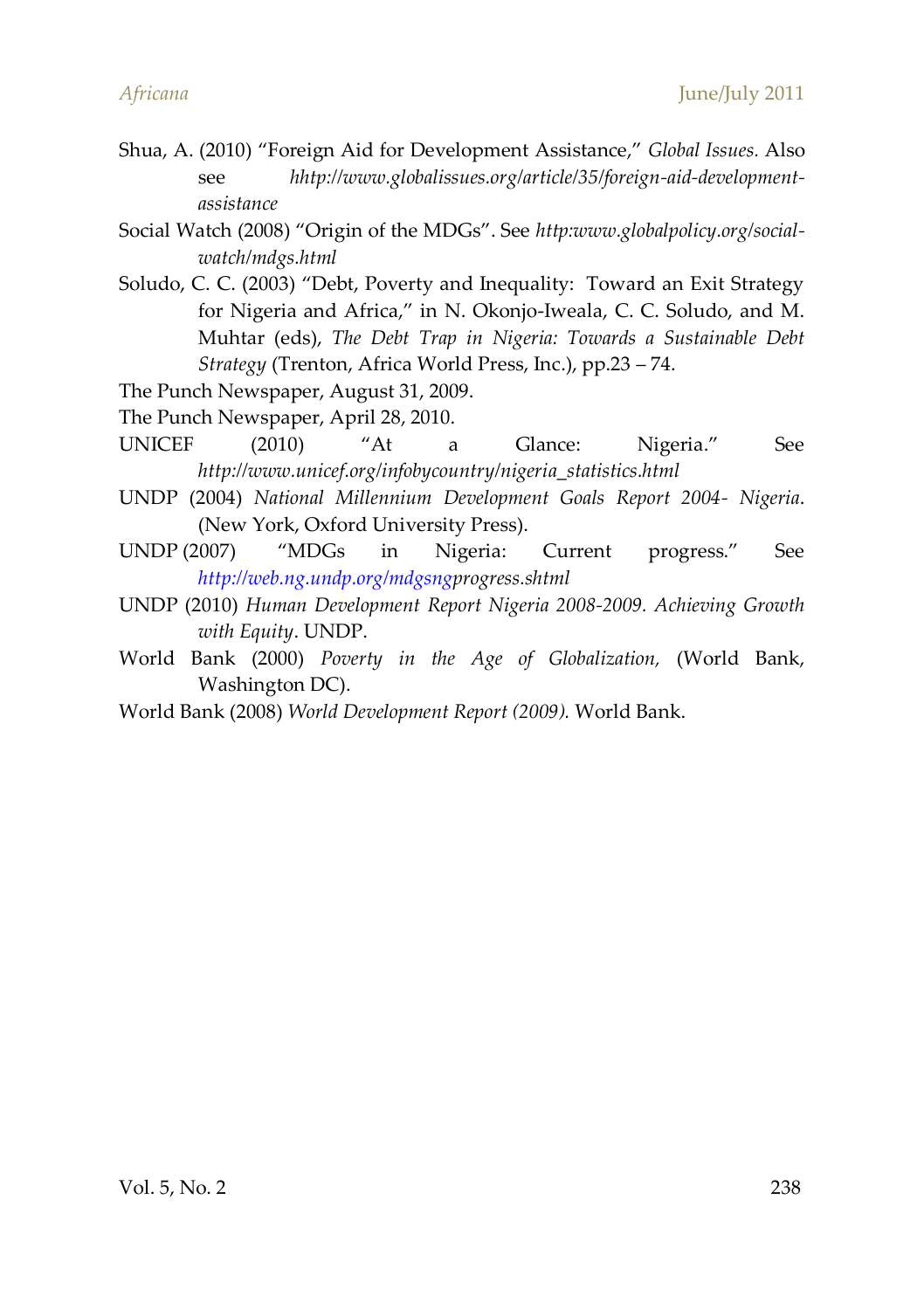Shua, A. (2010) "Foreign Aid for Development Assistance," *Global Issues.* Also see *hhtp://www.globalissues.org/article/35/foreign-aid-development-assistance*

Social Watch (2008) "Origin of the MDGs". See *http:www.globalpolicy.org/social-watch/mdgs.html*

Soludo, C. C. (2003) "Debt, Poverty and Inequality: Toward an Exit Strategy for Nigeria and Africa," in N. Okonjo-Iweala, C. C. Soludo, and M. Muhtar (eds), *The Debt Trap in Nigeria: Towards a Sustainable Debt Strategy* (Trenton, Africa World Press, Inc.), pp.23 – 74.

The Punch Newspaper, August 31, 2009.

The Punch Newspaper, April 28, 2010.

UNICEF (2010) "At a Glance: Nigeria." See *http://www.unicef.org/infobycountry/nigeria_statistics.html*

UNDP (2004) *National Millennium Development Goals Report 2004- Nigeria*. (New York, Oxford University Press).

UNDP (2007) "MDGs in Nigeria: Current progress." See *http://web.ng.undp.org/mdgsngprogress.shtml*

UNDP (2010) *Human Development Report Nigeria 2008-2009. Achieving Growth with Equity*. UNDP.

World Bank (2000) *Poverty in the Age of Globalization,* (World Bank, Washington DC).

World Bank (2008) *World Development Report (2009).* World Bank.